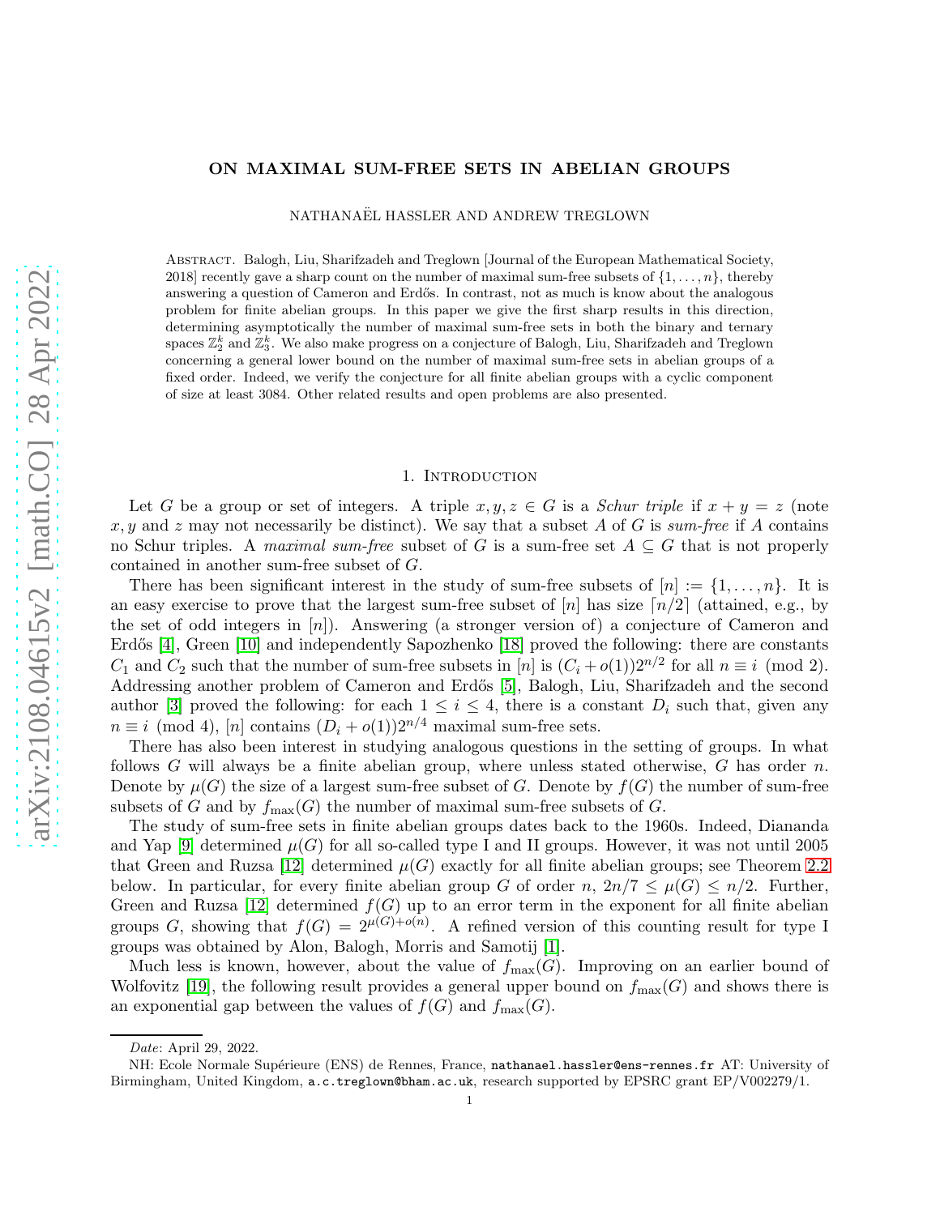# ON MAXIMAL SUM-FREE SETS IN ABELIAN GROUPS

NATHANAËL HASSLER AND ANDREW TREGLOWN

Abstract. Balogh, Liu, Sharifzadeh and Treglown [Journal of the European Mathematical Society, 2018] recently gave a sharp count on the number of maximal sum-free subsets of $\{1, \dots, n\}$, thereby answering a question of Cameron and Erdős. In contrast, not as much is know about the analogous problem for finite abelian groups. In this paper we give the first sharp results in this direction, determining asymptotically the number of maximal sum-free sets in both the binary and ternary spaces $\mathbb{Z}_2^k$ and $\mathbb{Z}_3^k$. We also make progress on a conjecture of Balogh, Liu, Sharifzadeh and Treglown concerning a general lower bound on the number of maximal sum-free sets in abelian groups of a fixed order. Indeed, we verify the conjecture for all finite abelian groups with a cyclic component of size at least 3084. Other related results and open problems are also presented.

## 1. Introduction

Let $G$ be a group or set of integers. A triple $x, y, z \in G$ is a *Schur triple* if $x + y = z$ (note $x, y$ and $z$ may not necessarily be distinct). We say that a subset $A$ of $G$ is *sum-free* if $A$ contains no Schur triples. A *maximal sum-free* subset of $G$ is a sum-free set $A \subseteq G$ that is not properly contained in another sum-free subset of $G$.

There has been significant interest in the study of sum-free subsets of $[n] := \{1, \dots, n\}$. It is an easy exercise to prove that the largest sum-free subset of $[n]$ has size $\lceil n/2 \rceil$ (attained, e.g., by the set of odd integers in $[n]$). Answering (a stronger version of) a conjecture of Cameron and Erdős [4], Green [10] and independently Sapozhenko [18] proved the following: there are constants $C_1$ and $C_2$ such that the number of sum-free subsets in $[n]$ is $(C_i + o(1))2^{n/2}$ for all $n \equiv i \pmod 2$. Addressing another problem of Cameron and Erdős [5], Balogh, Liu, Sharifzadeh and the second author [3] proved the following: for each $1 \le i \le 4$, there is a constant $D_i$ such that, given any $n \equiv i \pmod 4$, $[n]$ contains $(D_i + o(1))2^{n/4}$ maximal sum-free sets.

There has also been interest in studying analogous questions in the setting of groups. In what follows $G$ will always be a finite abelian group, where unless stated otherwise, $G$ has order $n$. Denote by $\mu(G)$ the size of a largest sum-free subset of $G$. Denote by $f(G)$ the number of sum-free subsets of $G$ and by $f_{\max}(G)$ the number of maximal sum-free subsets of $G$.

The study of sum-free sets in finite abelian groups dates back to the 1960s. Indeed, Diananda and Yap [9] determined $\mu(G)$ for all so-called type I and II groups. However, it was not until 2005 that Green and Ruzsa [12] determined $\mu(G)$ exactly for all finite abelian groups; see Theorem 2.2 below. In particular, for every finite abelian group $G$ of order $n$, $2n/7 \le \mu(G) \le n/2$. Further, Green and Ruzsa [12] determined $f(G)$ up to an error term in the exponent for all finite abelian groups $G$, showing that $f(G) = 2^{\mu(G)+o(n)}$. A refined version of this counting result for type I groups was obtained by Alon, Balogh, Morris and Samotij [1].

Much less is known, however, about the value of $f_{\max}(G)$. Improving on an earlier bound of Wolfovitz [19], the following result provides a general upper bound on $f_{\max}(G)$ and shows there is an exponential gap between the values of $f(G)$ and $f_{\max}(G)$.

*Date*: April 29, 2022.

NH: Ecole Normale Supérieure (ENS) de Rennes, France, nathanael.hassler@ens-rennes.fr AT: University of Birmingham, United Kingdom, a.c.treglown@bham.ac.uk, research supported by EPSRC grant EP/V002279/1.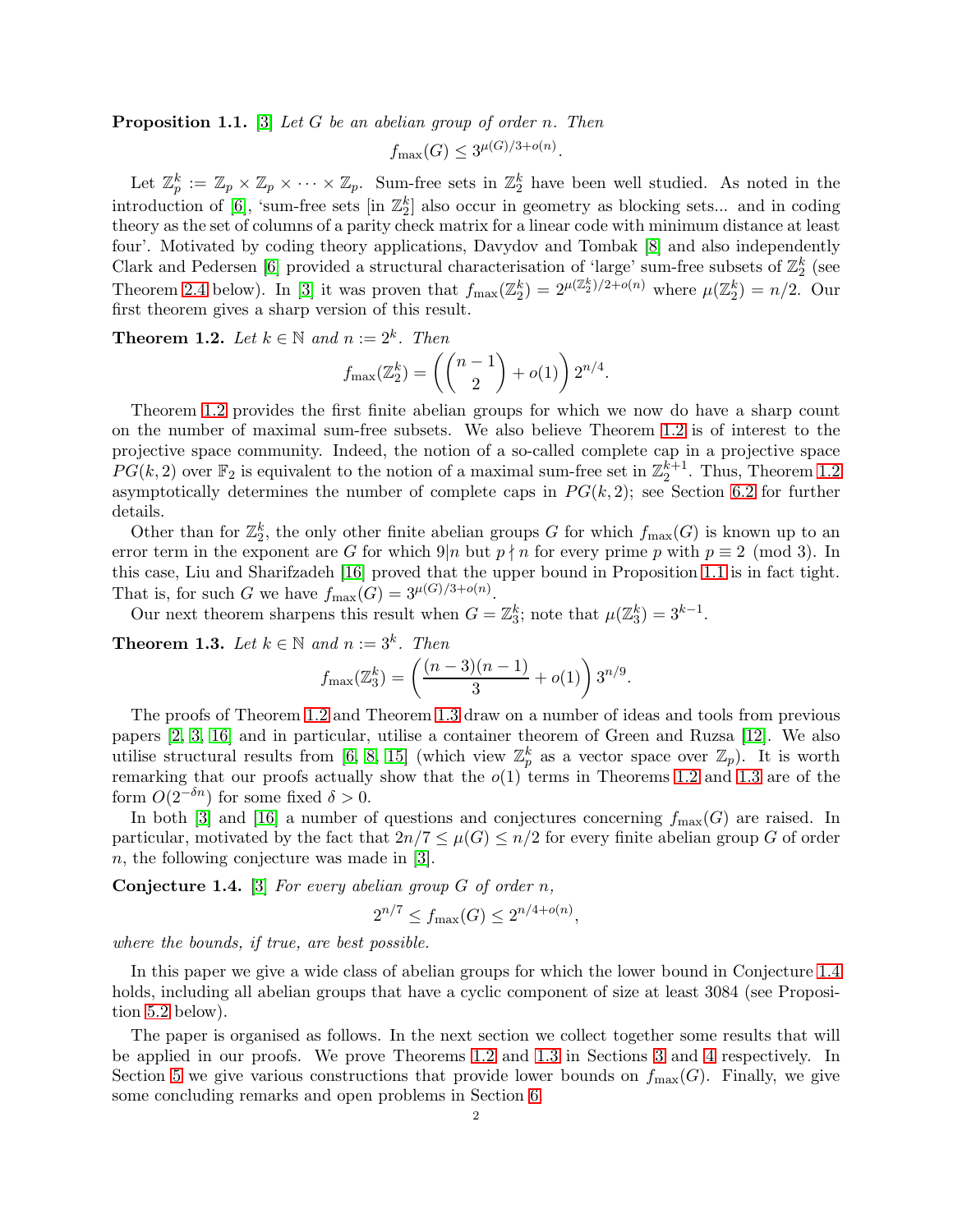**Proposition 1.1.** [3] *Let $G$ be an abelian group of order $n$. Then*

$$f_{\max}(G) \leq 3^{\mu(G)/3+o(n)}.$$

Let $\mathbb{Z}_p^k := \mathbb{Z}_p \times \mathbb{Z}_p \times \cdots \times \mathbb{Z}_p$. Sum-free sets in $\mathbb{Z}_2^k$ have been well studied. As noted in the introduction of [6], 'sum-free sets [in $\mathbb{Z}_2^k$] also occur in geometry as blocking sets... and in coding theory as the set of columns of a parity check matrix for a linear code with minimum distance at least four'. Motivated by coding theory applications, Davydov and Tombak [8] and also independently Clark and Pedersen [6] provided a structural characterisation of 'large' sum-free subsets of $\mathbb{Z}_2^k$ (see Theorem 2.4 below). In [3] it was proven that $f_{\max}(\mathbb{Z}_2^k) = 2^{\mu(\mathbb{Z}_2^k)/2+o(n)}$ where $\mu(\mathbb{Z}_2^k) = n/2$. Our first theorem gives a sharp version of this result.

**Theorem 1.2.** *Let $k \in \mathbb{N}$ and $n := 2^k$. Then*

$$f_{\max}(\mathbb{Z}_2^k) = \left(\binom{n-1}{2} + o(1)\right) 2^{n/4}.$$

Theorem 1.2 provides the first finite abelian groups for which we now do have a sharp count on the number of maximal sum-free subsets. We also believe Theorem 1.2 is of interest to the projective space community. Indeed, the notion of a so-called complete cap in a projective space $PG(k,2)$ over $\mathbb{F}_2$ is equivalent to the notion of a maximal sum-free set in $\mathbb{Z}_2^{k+1}$. Thus, Theorem 1.2 asymptotically determines the number of complete caps in $PG(k,2)$; see Section 6.2 for further details.

Other than for $\mathbb{Z}_2^k$, the only other finite abelian groups $G$ for which $f_{\max}(G)$ is known up to an error term in the exponent are $G$ for which $9|n$ but $p \nmid n$ for every prime $p$ with $p \equiv 2 \pmod 3$. In this case, Liu and Sharifzadeh [16] proved that the upper bound in Proposition 1.1 is in fact tight. That is, for such $G$ we have $f_{\max}(G) = 3^{\mu(G)/3+o(n)}$.

Our next theorem sharpens this result when $G = \mathbb{Z}_3^k$; note that $\mu(\mathbb{Z}_3^k) = 3^{k-1}$.

**Theorem 1.3.** *Let $k \in \mathbb{N}$ and $n := 3^k$. Then*

$$f_{\max}(\mathbb{Z}_3^k) = \left(\frac{(n-3)(n-1)}{3} + o(1)\right) 3^{n/9}.$$

The proofs of Theorem 1.2 and Theorem 1.3 draw on a number of ideas and tools from previous papers [2, 3, 16] and in particular, utilise a container theorem of Green and Ruzsa [12]. We also utilise structural results from [6, 8, 15] (which view $\mathbb{Z}_p^k$ as a vector space over $\mathbb{Z}_p$). It is worth remarking that our proofs actually show that the $o(1)$ terms in Theorems 1.2 and 1.3 are of the form $O(2^{-\delta n})$ for some fixed $\delta > 0$.

In both [3] and [16] a number of questions and conjectures concerning $f_{\max}(G)$ are raised. In particular, motivated by the fact that $2n/7 \leq \mu(G) \leq n/2$ for every finite abelian group $G$ of order $n$, the following conjecture was made in [3].

**Conjecture 1.4.** [3] *For every abelian group $G$ of order $n$,*

$$2^{n/7} \leq f_{\max}(G) \leq 2^{n/4+o(n)},$$

*where the bounds, if true, are best possible.*

In this paper we give a wide class of abelian groups for which the lower bound in Conjecture 1.4 holds, including all abelian groups that have a cyclic component of size at least 3084 (see Proposition 5.2 below).

The paper is organised as follows. In the next section we collect together some results that will be applied in our proofs. We prove Theorems 1.2 and 1.3 in Sections 3 and 4 respectively. In Section 5 we give various constructions that provide lower bounds on $f_{\max}(G)$. Finally, we give some concluding remarks and open problems in Section 6.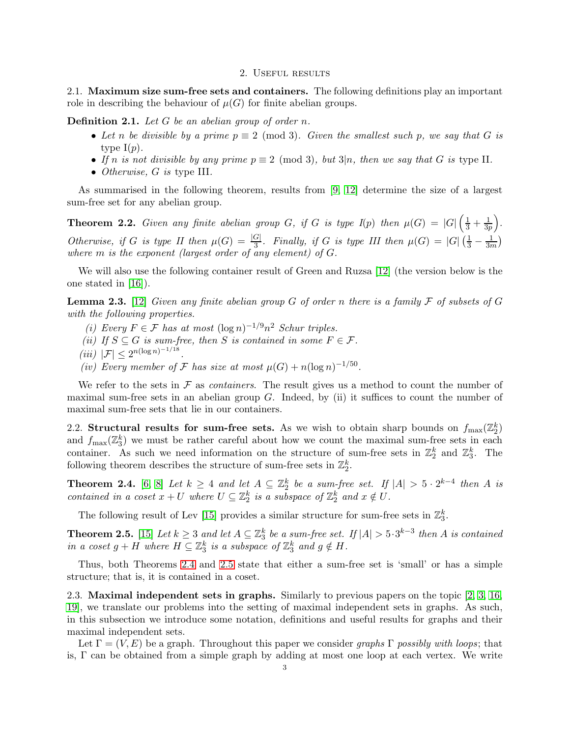## 2. Useful results

### 2.1. Maximum size sum-free sets and containers.

The following definitions play an important role in describing the behaviour of $\mu(G)$ for finite abelian groups.

**Definition 2.1.** *Let $G$ be an abelian group of order $n$.*

- *Let $n$ be divisible by a prime $p \equiv 2 \pmod 3$. Given the smallest such $p$, we say that $G$ is* type I($p$).
- *If $n$ is not divisible by any prime $p \equiv 2 \pmod 3$, but $3|n$, then we say that $G$ is* type II.
- *Otherwise, $G$ is* type III.

As summarised in the following theorem, results from [9, 12] determine the size of a largest sum-free set for any abelian group.

**Theorem 2.2.** *Given any finite abelian group $G$, if $G$ is type I($p$) then $\mu(G) = |G|\left(\frac{1}{3} + \frac{1}{3p}\right)$. Otherwise, if $G$ is type II then $\mu(G) = \frac{|G|}{3}$. Finally, if $G$ is type III then $\mu(G) = |G|\left(\frac{1}{3} - \frac{1}{3m}\right)$ where $m$ is the exponent (largest order of any element) of $G$.*

We will also use the following container result of Green and Ruzsa [12] (the version below is the one stated in [16]).

**Lemma 2.3.** [12] *Given any finite abelian group $G$ of order $n$ there is a family $\mathcal{F}$ of subsets of $G$ with the following properties.*

*(i) Every $F \in \mathcal{F}$ has at most $(\log n)^{-1/9}n^2$ Schur triples.*
*(ii) If $S \subseteq G$ is sum-free, then $S$ is contained in some $F \in \mathcal{F}$.*
*(iii) $|\mathcal{F}| \leq 2^{n(\log n)^{-1/18}}$.*
*(iv) Every member of $\mathcal{F}$ has size at most $\mu(G) + n(\log n)^{-1/50}$.*

We refer to the sets in $\mathcal{F}$ as *containers*. The result gives us a method to count the number of maximal sum-free sets in an abelian group $G$. Indeed, by (ii) it suffices to count the number of maximal sum-free sets that lie in our containers.

### 2.2. Structural results for sum-free sets.

As we wish to obtain sharp bounds on $f_{\max}(\mathbb{Z}_2^k)$ and $f_{\max}(\mathbb{Z}_3^k)$ we must be rather careful about how we count the maximal sum-free sets in each container. As such we need information on the structure of sum-free sets in $\mathbb{Z}_2^k$ and $\mathbb{Z}_3^k$. The following theorem describes the structure of sum-free sets in $\mathbb{Z}_2^k$.

**Theorem 2.4.** [6, 8] *Let $k \geq 4$ and let $A \subseteq \mathbb{Z}_2^k$ be a sum-free set. If $|A| > 5 \cdot 2^{k-4}$ then $A$ is contained in a coset $x + U$ where $U \subseteq \mathbb{Z}_2^k$ is a subspace of $\mathbb{Z}_2^k$ and $x \notin U$.*

The following result of Lev [15] provides a similar structure for sum-free sets in $\mathbb{Z}_3^k$.

**Theorem 2.5.** [15] *Let $k \geq 3$ and let $A \subseteq \mathbb{Z}_3^k$ be a sum-free set. If $|A| > 5 \cdot 3^{k-3}$ then $A$ is contained in a coset $g + H$ where $H \subseteq \mathbb{Z}_3^k$ is a subspace of $\mathbb{Z}_3^k$ and $g \notin H$.*

Thus, both Theorems 2.4 and 2.5 state that either a sum-free set is 'small' or has a simple structure; that is, it is contained in a coset.

### 2.3. Maximal independent sets in graphs.

Similarly to previous papers on the topic [2, 3, 16, 19], we translate our problems into the setting of maximal independent sets in graphs. As such, in this subsection we introduce some notation, definitions and useful results for graphs and their maximal independent sets.

Let $\Gamma = (V, E)$ be a graph. Throughout this paper we consider *graphs $\Gamma$ possibly with loops*; that is, $\Gamma$ can be obtained from a simple graph by adding at most one loop at each vertex. We write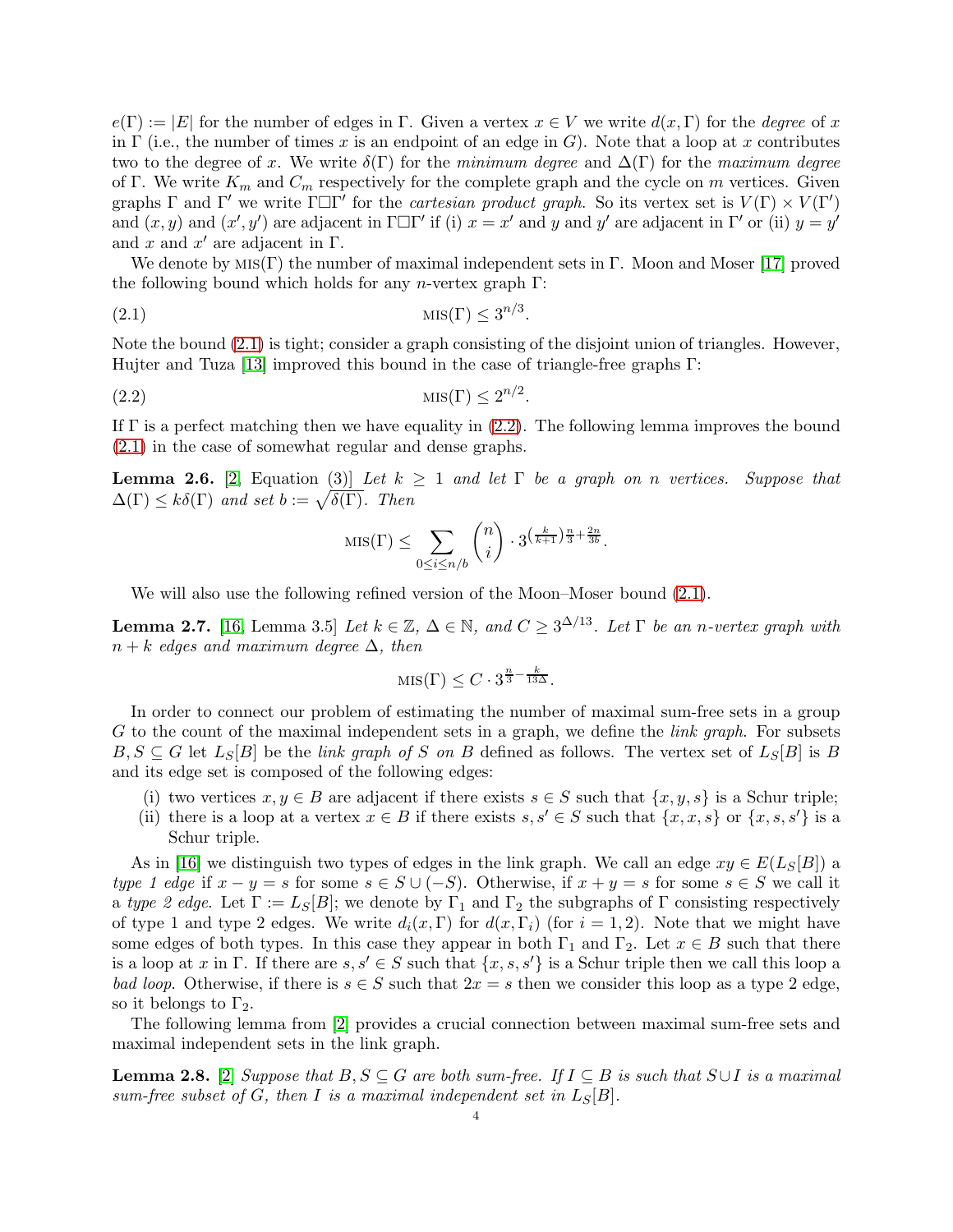$e(\Gamma) := |E|$ for the number of edges in $\Gamma$. Given a vertex $x \in V$ we write $d(x, \Gamma)$ for the *degree* of $x$ in $\Gamma$ (i.e., the number of times $x$ is an endpoint of an edge in $G$). Note that a loop at $x$ contributes two to the degree of $x$. We write $\delta(\Gamma)$ for the *minimum degree* and $\Delta(\Gamma)$ for the *maximum degree* of $\Gamma$. We write $K_m$ and $C_m$ respectively for the complete graph and the cycle on $m$ vertices. Given graphs $\Gamma$ and $\Gamma'$ we write $\Gamma \square \Gamma'$ for the *cartesian product graph*. So its vertex set is $V(\Gamma) \times V(\Gamma')$ and $(x, y)$ and $(x', y')$ are adjacent in $\Gamma \square \Gamma'$ if (i) $x = x'$ and $y$ and $y'$ are adjacent in $\Gamma'$ or (ii) $y = y'$ and $x$ and $x'$ are adjacent in $\Gamma$.

We denote by $\text{MIS}(\Gamma)$ the number of maximal independent sets in $\Gamma$. Moon and Moser [17] proved the following bound which holds for any $n$-vertex graph $\Gamma$:

$$\text{MIS}(\Gamma) \leq 3^{n/3}. \tag{2.1}$$

Note the bound (2.1) is tight; consider a graph consisting of the disjoint union of triangles. However, Hujter and Tuza [13] improved this bound in the case of triangle-free graphs $\Gamma$:

$$\text{MIS}(\Gamma) \leq 2^{n/2}. \tag{2.2}$$

If $\Gamma$ is a perfect matching then we have equality in (2.2). The following lemma improves the bound (2.1) in the case of somewhat regular and dense graphs.

**Lemma 2.6.** [2, Equation (3)] *Let $k \geq 1$ and let $\Gamma$ be a graph on $n$ vertices. Suppose that $\Delta(\Gamma) \leq k\delta(\Gamma)$ and set $b := \sqrt{\delta(\Gamma)}$. Then*

$$\text{MIS}(\Gamma) \leq \sum_{0 \leq i \leq n/b} \binom{n}{i} \cdot 3^{\left(\frac{k}{k+1}\right)\frac{n}{3} + \frac{2n}{3b}}.$$

We will also use the following refined version of the Moon–Moser bound (2.1).

**Lemma 2.7.** [16, Lemma 3.5] *Let $k \in \mathbb{Z}$, $\Delta \in \mathbb{N}$, and $C \geq 3^{\Delta/13}$. Let $\Gamma$ be an $n$-vertex graph with $n + k$ edges and maximum degree $\Delta$, then*

$$\text{MIS}(\Gamma) \leq C \cdot 3^{\frac{n}{3} - \frac{k}{13\Delta}}.$$

In order to connect our problem of estimating the number of maximal sum-free sets in a group $G$ to the count of the maximal independent sets in a graph, we define the *link graph*. For subsets $B, S \subseteq G$ let $L_S[B]$ be the *link graph of $S$ on $B$* defined as follows. The vertex set of $L_S[B]$ is $B$ and its edge set is composed of the following edges:

(i) two vertices $x, y \in B$ are adjacent if there exists $s \in S$ such that $\{x, y, s\}$ is a Schur triple;
(ii) there is a loop at a vertex $x \in B$ if there exists $s, s' \in S$ such that $\{x, x, s\}$ or $\{x, s, s'\}$ is a Schur triple.

As in [16] we distinguish two types of edges in the link graph. We call an edge $xy \in E(L_S[B])$ a *type 1 edge* if $x - y = s$ for some $s \in S \cup (-S)$. Otherwise, if $x + y = s$ for some $s \in S$ we call it a *type 2 edge*. Let $\Gamma := L_S[B]$; we denote by $\Gamma_1$ and $\Gamma_2$ the subgraphs of $\Gamma$ consisting respectively of type 1 and type 2 edges. We write $d_i(x, \Gamma)$ for $d(x, \Gamma_i)$ (for $i = 1, 2$). Note that we might have some edges of both types. In this case they appear in both $\Gamma_1$ and $\Gamma_2$. Let $x \in B$ such that there is a loop at $x$ in $\Gamma$. If there are $s, s' \in S$ such that $\{x, s, s'\}$ is a Schur triple then we call this loop a *bad loop*. Otherwise, if there is $s \in S$ such that $2x = s$ then we consider this loop as a type 2 edge, so it belongs to $\Gamma_2$.

The following lemma from [2] provides a crucial connection between maximal sum-free sets and maximal independent sets in the link graph.

**Lemma 2.8.** [2] *Suppose that $B, S \subseteq G$ are both sum-free. If $I \subseteq B$ is such that $S \cup I$ is a maximal sum-free subset of $G$, then $I$ is a maximal independent set in $L_S[B]$.*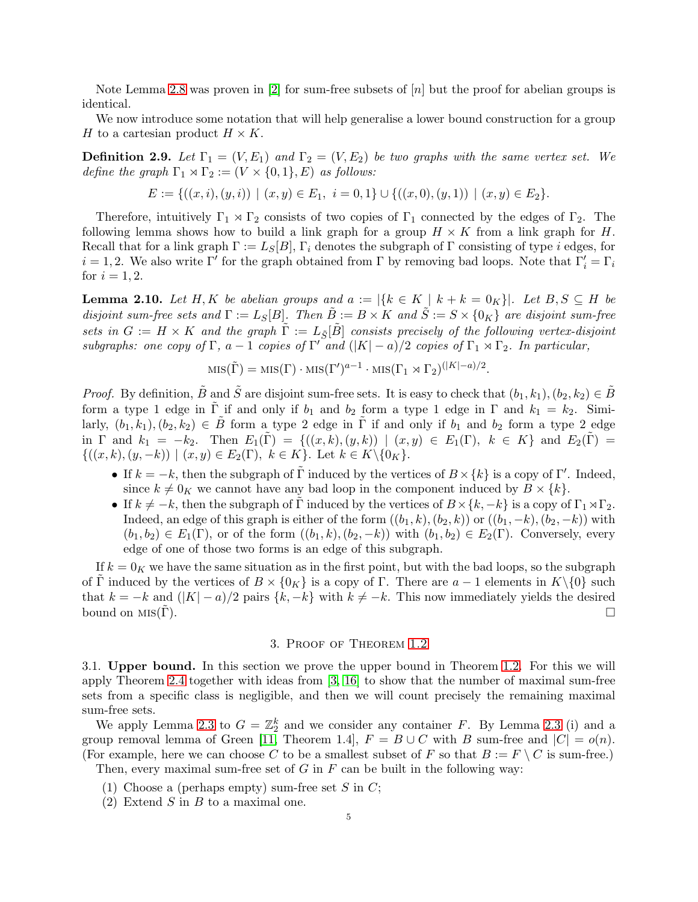Note Lemma 2.8 was proven in [2] for sum-free subsets of $[n]$ but the proof for abelian groups is identical.

We now introduce some notation that will help generalise a lower bound construction for a group $H$ to a cartesian product $H \times K$.

**Definition 2.9.** *Let $\Gamma_1 = (V, E_1)$ and $\Gamma_2 = (V, E_2)$ be two graphs with the same vertex set. We define the graph $\Gamma_1 \rtimes \Gamma_2 := (V \times \{0,1\}, E)$ as follows:*

$$E := \{((x,i),(y,i)) \mid (x,y) \in E_1,\ i = 0,1\} \cup \{((x,0),(y,1)) \mid (x,y) \in E_2\}.$$

Therefore, intuitively $\Gamma_1 \rtimes \Gamma_2$ consists of two copies of $\Gamma_1$ connected by the edges of $\Gamma_2$. The following lemma shows how to build a link graph for a group $H \times K$ from a link graph for $H$. Recall that for a link graph $\Gamma := L_S[B]$, $\Gamma_i$ denotes the subgraph of $\Gamma$ consisting of type $i$ edges, for $i = 1, 2$. We also write $\Gamma'$ for the graph obtained from $\Gamma$ by removing bad loops. Note that $\Gamma'_i = \Gamma_i$ for $i = 1, 2$.

**Lemma 2.10.** *Let $H, K$ be abelian groups and $a := |\{k \in K \mid k + k = 0_K\}|$. Let $B, S \subseteq H$ be disjoint sum-free sets and $\Gamma := L_S[B]$. Then $\tilde{B} := B \times K$ and $\tilde{S} := S \times \{0_K\}$ are disjoint sum-free sets in $G := H \times K$ and the graph $\tilde{\Gamma} := L_{\tilde{S}}[\tilde{B}]$ consists precisely of the following vertex-disjoint subgraphs: one copy of $\Gamma$, $a-1$ copies of $\Gamma'$ and $(|K| - a)/2$ copies of $\Gamma_1 \rtimes \Gamma_2$. In particular,*

$$\text{MIS}(\tilde{\Gamma}) = \text{MIS}(\Gamma) \cdot \text{MIS}(\Gamma')^{a-1} \cdot \text{MIS}(\Gamma_1 \rtimes \Gamma_2)^{(|K|-a)/2}.$$

*Proof.* By definition, $\tilde{B}$ and $\tilde{S}$ are disjoint sum-free sets. It is easy to check that $(b_1, k_1), (b_2, k_2) \in \tilde{B}$ form a type 1 edge in $\tilde{\Gamma}$ if and only if $b_1$ and $b_2$ form a type 1 edge in $\Gamma$ and $k_1 = k_2$. Similarly, $(b_1, k_1), (b_2, k_2) \in \tilde{B}$ form a type 2 edge in $\tilde{\Gamma}$ if and only if $b_1$ and $b_2$ form a type 2 edge in $\Gamma$ and $k_1 = -k_2$. Then $E_1(\tilde{\Gamma}) = \{((x,k),(y,k)) \mid (x,y) \in E_1(\Gamma),\ k \in K\}$ and $E_2(\tilde{\Gamma}) = \{((x,k),(y,-k)) \mid (x,y) \in E_2(\Gamma),\ k \in K\}$. Let $k \in K \backslash \{0_K\}$.

- If $k = -k$, then the subgraph of $\tilde{\Gamma}$ induced by the vertices of $B \times \{k\}$ is a copy of $\Gamma'$. Indeed, since $k \neq 0_K$ we cannot have any bad loop in the component induced by $B \times \{k\}$.
- If $k \neq -k$, then the subgraph of $\tilde{\Gamma}$ induced by the vertices of $B \times \{k, -k\}$ is a copy of $\Gamma_1 \rtimes \Gamma_2$. Indeed, an edge of this graph is either of the form $((b_1, k), (b_2, k))$ or $((b_1, -k), (b_2, -k))$ with $(b_1, b_2) \in E_1(\Gamma)$, or of the form $((b_1, k), (b_2, -k))$ with $(b_1, b_2) \in E_2(\Gamma)$. Conversely, every edge of one of those two forms is an edge of this subgraph.

If $k = 0_K$ we have the same situation as in the first point, but with the bad loops, so the subgraph of $\tilde{\Gamma}$ induced by the vertices of $B \times \{0_K\}$ is a copy of $\Gamma$. There are $a - 1$ elements in $K \backslash \{0\}$ such that $k = -k$ and $(|K| - a)/2$ pairs $\{k, -k\}$ with $k \neq -k$. This now immediately yields the desired bound on $\text{MIS}(\tilde{\Gamma})$. $\square$

## 3. Proof of Theorem 1.2

### 3.1. Upper bound.

In this section we prove the upper bound in Theorem 1.2. For this we will apply Theorem 2.4 together with ideas from [3, 16] to show that the number of maximal sum-free sets from a specific class is negligible, and then we will count precisely the remaining maximal sum-free sets.

We apply Lemma 2.3 to $G = \mathbb{Z}_2^k$ and we consider any container $F$. By Lemma 2.3 (i) and a group removal lemma of Green [11, Theorem 1.4], $F = B \cup C$ with $B$ sum-free and $|C| = o(n)$. (For example, here we can choose $C$ to be a smallest subset of $F$ so that $B := F \setminus C$ is sum-free.)

Then, every maximal sum-free set of $G$ in $F$ can be built in the following way:

(1) Choose a (perhaps empty) sum-free set $S$ in $C$;
(2) Extend $S$ in $B$ to a maximal one.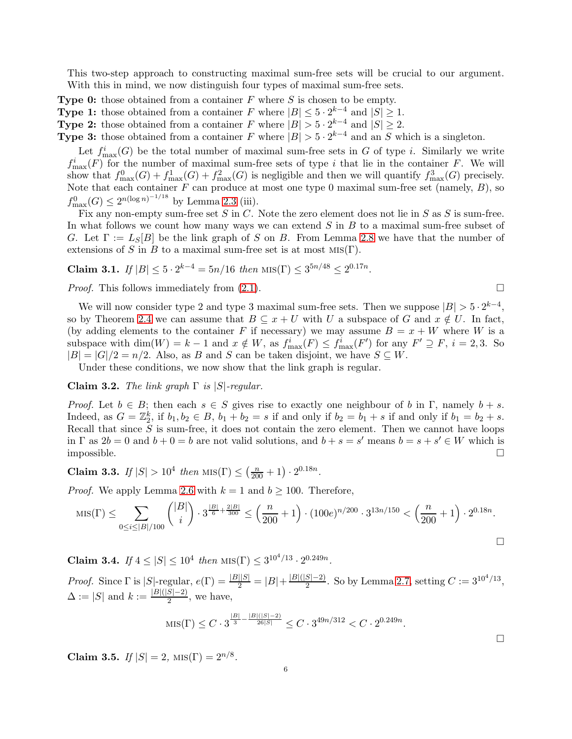This two-step approach to constructing maximal sum-free sets will be crucial to our argument. With this in mind, we now distinguish four types of maximal sum-free sets.

**Type 0:** those obtained from a container $F$ where $S$ is chosen to be empty.

**Type 1:** those obtained from a container $F$ where $|B| \leq 5 \cdot 2^{k-4}$ and $|S| \geq 1$.

**Type 2:** those obtained from a container $F$ where $|B| > 5 \cdot 2^{k-4}$ and $|S| \geq 2$.

**Type 3:** those obtained from a container $F$ where $|B| > 5 \cdot 2^{k-4}$ and an $S$ which is a singleton.

Let $f^i_{\max}(G)$ be the total number of maximal sum-free sets in $G$ of type $i$. Similarly we write $f^i_{\max}(F)$ for the number of maximal sum-free sets of type $i$ that lie in the container $F$. We will show that $f^0_{\max}(G) + f^1_{\max}(G) + f^2_{\max}(G)$ is negligible and then we will quantify $f^3_{\max}(G)$ precisely. Note that each container $F$ can produce at most one type 0 maximal sum-free set (namely, $B$), so $f^0_{\max}(G) \leq 2^{n(\log n)^{-1/18}}$ by Lemma 2.3 (iii).

Fix any non-empty sum-free set $S$ in $C$. Note the zero element does not lie in $S$ as $S$ is sum-free. In what follows we count how many ways we can extend $S$ in $B$ to a maximal sum-free subset of $G$. Let $\Gamma := L_S[B]$ be the link graph of $S$ on $B$. From Lemma 2.8 we have that the number of extensions of $S$ in $B$ to a maximal sum-free set is at most $\text{MIS}(\Gamma)$.

**Claim 3.1.** *If $|B| \leq 5 \cdot 2^{k-4} = 5n/16$ then $\text{MIS}(\Gamma) \leq 3^{5n/48} \leq 2^{0.17n}$.*

*Proof.* This follows immediately from (2.1). □

We will now consider type 2 and type 3 maximal sum-free sets. Then we suppose $|B| > 5 \cdot 2^{k-4}$, so by Theorem 2.4 we can assume that $B \subseteq x + U$ with $U$ a subspace of $G$ and $x \notin U$. In fact, (by adding elements to the container $F$ if necessary) we may assume $B = x + W$ where $W$ is a subspace with $\dim(W) = k - 1$ and $x \notin W$, as $f^i_{\max}(F) \leq f^i_{\max}(F')$ for any $F' \supseteq F$, $i = 2, 3$. So $|B| = |G|/2 = n/2$. Also, as $B$ and $S$ can be taken disjoint, we have $S \subseteq W$.

Under these conditions, we now show that the link graph is regular.

**Claim 3.2.** *The link graph $\Gamma$ is $|S|$-regular.*

*Proof.* Let $b \in B$; then each $s \in S$ gives rise to exactly one neighbour of $b$ in $\Gamma$, namely $b + s$. Indeed, as $G = \mathbb{Z}_2^k$, if $b_1, b_2 \in B$, $b_1 + b_2 = s$ if and only if $b_2 = b_1 + s$ if and only if $b_1 = b_2 + s$. Recall that since $S$ is sum-free, it does not contain the zero element. Then we cannot have loops in $\Gamma$ as $2b = 0$ and $b + 0 = b$ are not valid solutions, and $b + s = s'$ means $b = s + s' \in W$ which is impossible. □

**Claim 3.3.** *If $|S| > 10^4$ then $\text{MIS}(\Gamma) \leq \left(\frac{n}{200} + 1\right) \cdot 2^{0.18n}$.*

*Proof.* We apply Lemma 2.6 with $k = 1$ and $b \geq 100$. Therefore,

$$\text{MIS}(\Gamma) \leq \sum_{0 \leq i \leq |B|/100} \binom{|B|}{i} \cdot 3^{\frac{|B|}{6} + \frac{2|B|}{300}} \leq \left(\frac{n}{200} + 1\right) \cdot (100e)^{n/200} \cdot 3^{13n/150} < \left(\frac{n}{200} + 1\right) \cdot 2^{0.18n}.$$

□

**Claim 3.4.** *If $4 \leq |S| \leq 10^4$ then $\text{MIS}(\Gamma) \leq 3^{10^4/13} \cdot 2^{0.249n}$.*

*Proof.* Since $\Gamma$ is $|S|$-regular, $e(\Gamma) = \frac{|B||S|}{2} = |B| + \frac{|B|(|S|-2)}{2}$. So by Lemma 2.7, setting $C := 3^{10^4/13}$, $\Delta := |S|$ and $k := \frac{|B|(|S|-2)}{2}$, we have,

$$\text{MIS}(\Gamma) \leq C \cdot 3^{\frac{|B|}{3} - \frac{|B|(|S|-2)}{26|S|}} \leq C \cdot 3^{49n/312} < C \cdot 2^{0.249n}.$$

□

**Claim 3.5.** *If $|S| = 2$, $\text{MIS}(\Gamma) = 2^{n/8}$.*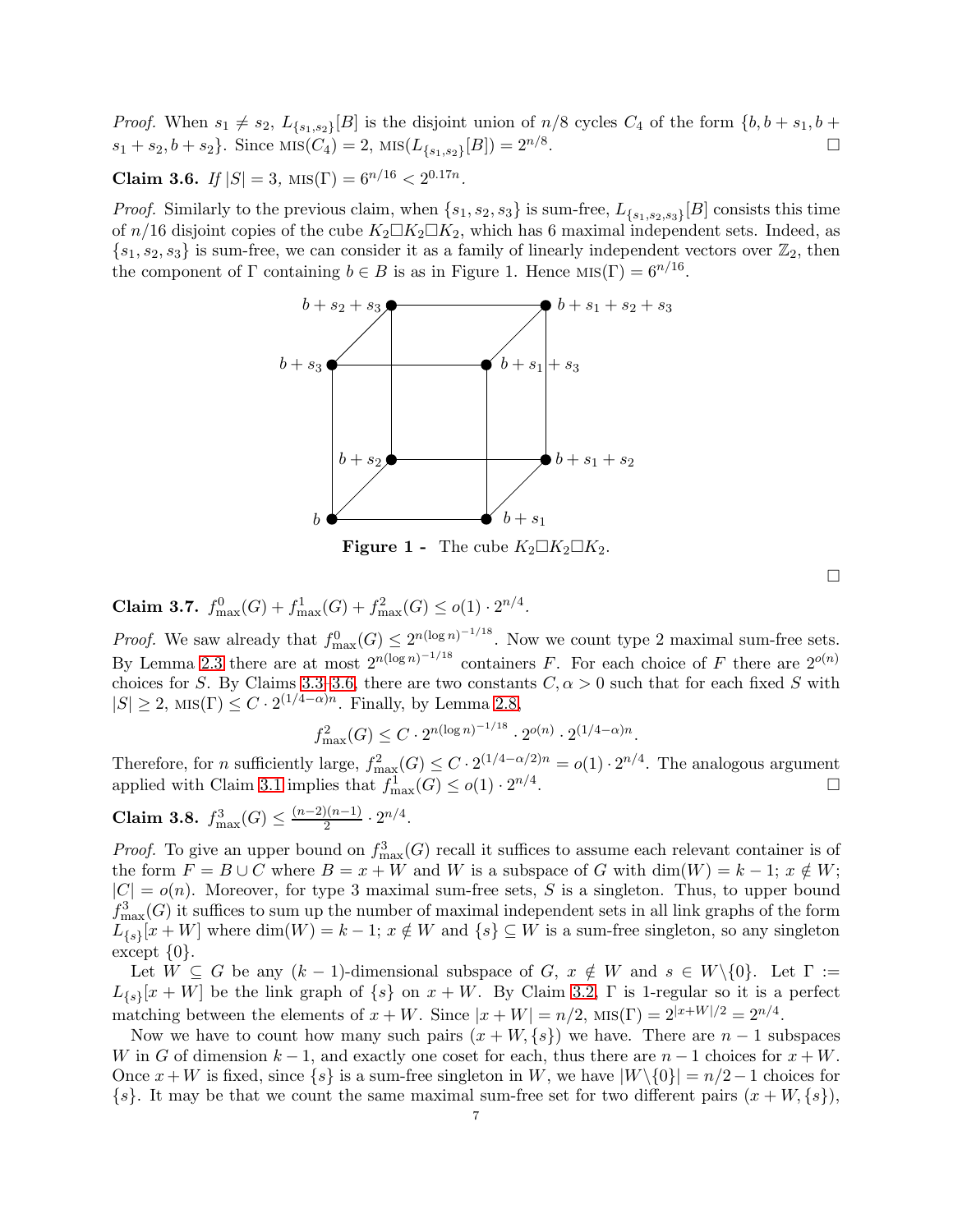*Proof.* When $s_1 \neq s_2$, $L_{\{s_1,s_2\}}[B]$ is the disjoint union of $n/8$ cycles $C_4$ of the form $\{b, b+s_1, b+s_1+s_2, b+s_2\}$. Since $\text{MIS}(C_4) = 2$, $\text{MIS}(L_{\{s_1,s_2\}}[B]) = 2^{n/8}$. □

**Claim 3.6.** *If $|S| = 3$, $\text{MIS}(\Gamma) = 6^{n/16} < 2^{0.17n}$.*

*Proof.* Similarly to the previous claim, when $\{s_1, s_2, s_3\}$ is sum-free, $L_{\{s_1,s_2,s_3\}}[B]$ consists this time of $n/16$ disjoint copies of the cube $K_2 \square K_2 \square K_2$, which has 6 maximal independent sets. Indeed, as $\{s_1, s_2, s_3\}$ is sum-free, we can consider it as a family of linearly independent vectors over $\mathbb{Z}_2$, then the component of $\Gamma$ containing $b \in B$ is as in Figure 1. Hence $\text{MIS}(\Gamma) = 6^{n/16}$.

**Figure 1 -** The cube $K_2 \square K_2 \square K_2$.

□

**Claim 3.7.** $f^0_{\max}(G) + f^1_{\max}(G) + f^2_{\max}(G) \leq o(1) \cdot 2^{n/4}$.

*Proof.* We saw already that $f^0_{\max}(G) \leq 2^{n(\log n)^{-1/18}}$. Now we count type 2 maximal sum-free sets. By Lemma 2.3 there are at most $2^{n(\log n)^{-1/18}}$ containers $F$. For each choice of $F$ there are $2^{o(n)}$ choices for $S$. By Claims 3.3–3.6, there are two constants $C, \alpha > 0$ such that for each fixed $S$ with $|S| \geq 2$, $\text{MIS}(\Gamma) \leq C \cdot 2^{(1/4-\alpha)n}$. Finally, by Lemma 2.8,

$$f^2_{\max}(G) \leq C \cdot 2^{n(\log n)^{-1/18}} \cdot 2^{o(n)} \cdot 2^{(1/4-\alpha)n}.$$

Therefore, for $n$ sufficiently large, $f^2_{\max}(G) \leq C \cdot 2^{(1/4-\alpha/2)n} = o(1) \cdot 2^{n/4}$. The analogous argument applied with Claim 3.1 implies that $f^1_{\max}(G) \leq o(1) \cdot 2^{n/4}$. □

**Claim 3.8.** $f^3_{\max}(G) \leq \frac{(n-2)(n-1)}{2} \cdot 2^{n/4}$.

*Proof.* To give an upper bound on $f^3_{\max}(G)$ recall it suffices to assume each relevant container is of the form $F = B \cup C$ where $B = x + W$ and $W$ is a subspace of $G$ with $\dim(W) = k-1$; $x \notin W$; $|C| = o(n)$. Moreover, for type 3 maximal sum-free sets, $S$ is a singleton. Thus, to upper bound $f^3_{\max}(G)$ it suffices to sum up the number of maximal independent sets in all link graphs of the form $L_{\{s\}}[x+W]$ where $\dim(W) = k-1$; $x \notin W$ and $\{s\} \subseteq W$ is a sum-free singleton, so any singleton except $\{0\}$.

Let $W \subseteq G$ be any $(k-1)$-dimensional subspace of $G$, $x \notin W$ and $s \in W \backslash \{0\}$. Let $\Gamma := L_{\{s\}}[x+W]$ be the link graph of $\{s\}$ on $x+W$. By Claim 3.2, $\Gamma$ is 1-regular so it is a perfect matching between the elements of $x+W$. Since $|x+W| = n/2$, $\text{MIS}(\Gamma) = 2^{|x+W|/2} = 2^{n/4}$.

Now we have to count how many such pairs $(x+W, \{s\})$ we have. There are $n-1$ subspaces $W$ in $G$ of dimension $k-1$, and exactly one coset for each, thus there are $n-1$ choices for $x+W$. Once $x+W$ is fixed, since $\{s\}$ is a sum-free singleton in $W$, we have $|W \backslash \{0\}| = n/2 - 1$ choices for $\{s\}$. It may be that we count the same maximal sum-free set for two different pairs $(x+W, \{s\})$,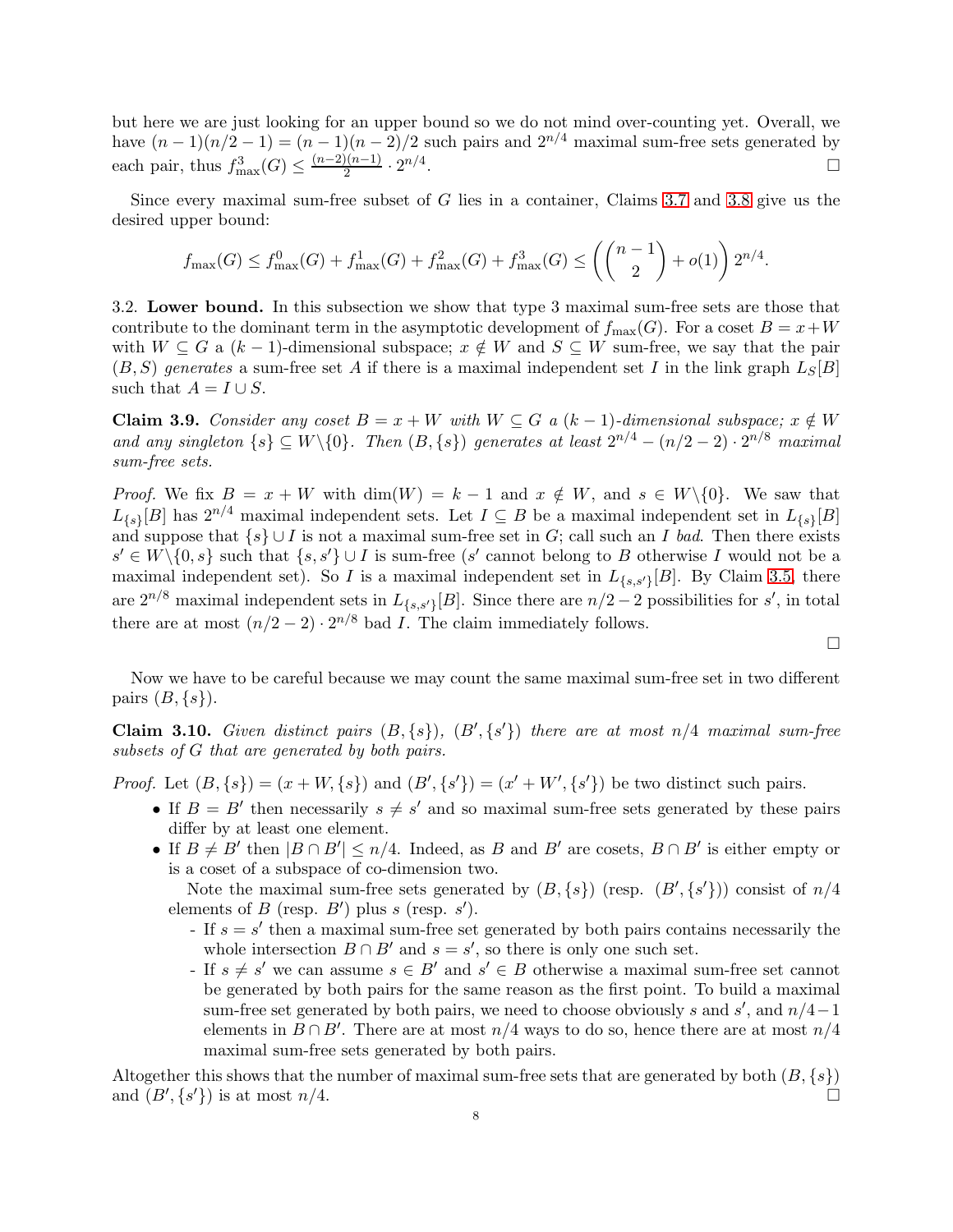but here we are just looking for an upper bound so we do not mind over-counting yet. Overall, we have $(n-1)(n/2-1) = (n-1)(n-2)/2$ such pairs and $2^{n/4}$ maximal sum-free sets generated by each pair, thus $f^3_{\max}(G) \leq \frac{(n-2)(n-1)}{2} \cdot 2^{n/4}$. □

Since every maximal sum-free subset of $G$ lies in a container, Claims 3.7 and 3.8 give us the desired upper bound:

$$f_{\max}(G) \leq f^0_{\max}(G) + f^1_{\max}(G) + f^2_{\max}(G) + f^3_{\max}(G) \leq \left(\binom{n-1}{2} + o(1)\right) 2^{n/4}.$$

3.2. **Lower bound.** In this subsection we show that type 3 maximal sum-free sets are those that contribute to the dominant term in the asymptotic development of $f_{\max}(G)$. For a coset $B = x + W$ with $W \subseteq G$ a $(k-1)$-dimensional subspace; $x \notin W$ and $S \subseteq W$ sum-free, we say that the pair $(B, S)$ *generates* a sum-free set $A$ if there is a maximal independent set $I$ in the link graph $L_S[B]$ such that $A = I \cup S$.

**Claim 3.9.** *Consider any coset $B = x + W$ with $W \subseteq G$ a $(k-1)$-dimensional subspace; $x \notin W$ and any singleton $\{s\} \subseteq W\backslash\{0\}$. Then $(B, \{s\})$ generates at least $2^{n/4} - (n/2-2) \cdot 2^{n/8}$ maximal sum-free sets.*

*Proof.* We fix $B = x + W$ with $\dim(W) = k-1$ and $x \notin W$, and $s \in W\backslash\{0\}$. We saw that $L_{\{s\}}[B]$ has $2^{n/4}$ maximal independent sets. Let $I \subseteq B$ be a maximal independent set in $L_{\{s\}}[B]$ and suppose that $\{s\} \cup I$ is not a maximal sum-free set in $G$; call such an $I$ *bad*. Then there exists $s' \in W\backslash\{0, s\}$ such that $\{s, s'\} \cup I$ is sum-free ($s'$ cannot belong to $B$ otherwise $I$ would not be a maximal independent set). So $I$ is a maximal independent set in $L_{\{s,s'\}}[B]$. By Claim 3.5, there are $2^{n/8}$ maximal independent sets in $L_{\{s,s'\}}[B]$. Since there are $n/2-2$ possibilities for $s'$, in total there are at most $(n/2-2) \cdot 2^{n/8}$ bad $I$. The claim immediately follows.

□

Now we have to be careful because we may count the same maximal sum-free set in two different pairs $(B, \{s\})$.

**Claim 3.10.** *Given distinct pairs $(B, \{s\})$, $(B', \{s'\})$ there are at most $n/4$ maximal sum-free subsets of $G$ that are generated by both pairs.*

*Proof.* Let $(B, \{s\}) = (x + W, \{s\})$ and $(B', \{s'\}) = (x' + W', \{s'\})$ be two distinct such pairs.

- If $B = B'$ then necessarily $s \neq s'$ and so maximal sum-free sets generated by these pairs differ by at least one element.
- If $B \neq B'$ then $|B \cap B'| \leq n/4$. Indeed, as $B$ and $B'$ are cosets, $B \cap B'$ is either empty or is a coset of a subspace of co-dimension two.

  Note the maximal sum-free sets generated by $(B, \{s\})$ (resp. $(B', \{s'\})$) consist of $n/4$ elements of $B$ (resp. $B'$) plus $s$ (resp. $s'$).
  - If $s = s'$ then a maximal sum-free set generated by both pairs contains necessarily the whole intersection $B \cap B'$ and $s = s'$, so there is only one such set.
  - If $s \neq s'$ we can assume $s \in B'$ and $s' \in B$ otherwise a maximal sum-free set cannot be generated by both pairs for the same reason as the first point. To build a maximal sum-free set generated by both pairs, we need to choose obviously $s$ and $s'$, and $n/4-1$ elements in $B \cap B'$. There are at most $n/4$ ways to do so, hence there are at most $n/4$ maximal sum-free sets generated by both pairs.

Altogether this shows that the number of maximal sum-free sets that are generated by both $(B, \{s\})$ and $(B', \{s'\})$ is at most $n/4$. □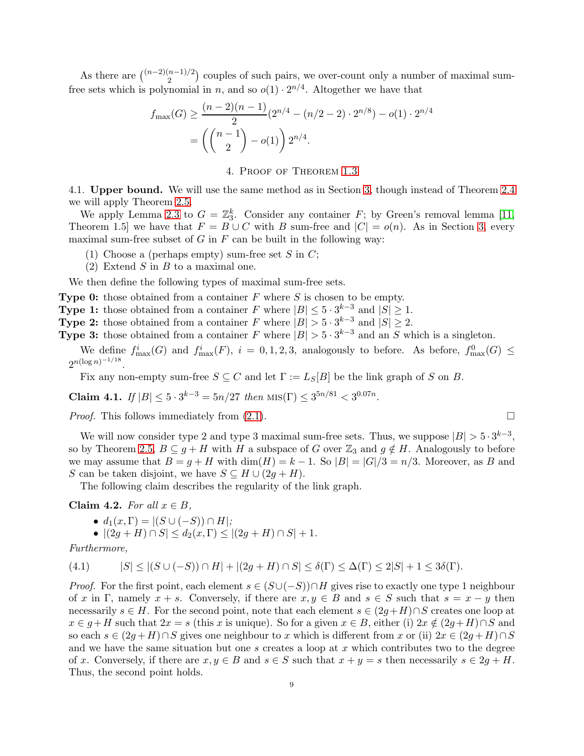As there are $\binom{(n-2)(n-1)/2}{2}$ couples of such pairs, we over-count only a number of maximal sum-free sets which is polynomial in $n$, and so $o(1) \cdot 2^{n/4}$. Altogether we have that

$$
\begin{aligned}
f_{\max}(G) &\geq \frac{(n-2)(n-1)}{2}(2^{n/4} - (n/2-2) \cdot 2^{n/8}) - o(1) \cdot 2^{n/4} \\
&= \left( \binom{n-1}{2} - o(1) \right) 2^{n/4}.
\end{aligned}
$$

## 4. Proof of Theorem 1.3

**4.1. Upper bound.** We will use the same method as in Section 3, though instead of Theorem 2.4 we will apply Theorem 2.5.

We apply Lemma 2.3 to $G = \mathbb{Z}_3^k$. Consider any container $F$; by Green's removal lemma [11, Theorem 1.5] we have that $F = B \cup C$ with $B$ sum-free and $|C| = o(n)$. As in Section 3, every maximal sum-free subset of $G$ in $F$ can be built in the following way:

1. Choose a (perhaps empty) sum-free set $S$ in $C$;
2. Extend $S$ in $B$ to a maximal one.

We then define the following types of maximal sum-free sets.

**Type 0:** those obtained from a container $F$ where $S$ is chosen to be empty.

**Type 1:** those obtained from a container $F$ where $|B| \leq 5 \cdot 3^{k-3}$ and $|S| \geq 1$.

**Type 2:** those obtained from a container $F$ where $|B| > 5 \cdot 3^{k-3}$ and $|S| \geq 2$.

**Type 3:** those obtained from a container $F$ where $|B| > 5 \cdot 3^{k-3}$ and an $S$ which is a singleton.

We define $f^i_{\max}(G)$ and $f^i_{\max}(F)$, $i = 0, 1, 2, 3$, analogously to before. As before, $f^0_{\max}(G) \leq 2^{n(\log n)^{-1/18}}$.

Fix any non-empty sum-free $S \subseteq C$ and let $\Gamma := L_S[B]$ be the link graph of $S$ on $B$.

**Claim 4.1.** *If $|B| \leq 5 \cdot 3^{k-3} = 5n/27$ then $\text{MIS}(\Gamma) \leq 3^{5n/81} < 3^{0.07n}$.*

*Proof.* This follows immediately from (2.1). $\square$

We will now consider type 2 and type 3 maximal sum-free sets. Thus, we suppose $|B| > 5 \cdot 3^{k-3}$, so by Theorem 2.5, $B \subseteq g + H$ with $H$ a subspace of $G$ over $\mathbb{Z}_3$ and $g \notin H$. Analogously to before we may assume that $B = g + H$ with $\dim(H) = k - 1$. So $|B| = |G|/3 = n/3$. Moreover, as $B$ and $S$ can be taken disjoint, we have $S \subseteq H \cup (2g + H)$.

The following claim describes the regularity of the link graph.

**Claim 4.2.** *For all $x \in B$,*

- *$d_1(x, \Gamma) = |(S \cup (-S)) \cap H|$;*
- *$|(2g + H) \cap S| \leq d_2(x, \Gamma) \leq |(2g + H) \cap S| + 1$.*

*Furthermore,*

$$
|S| \leq |(S \cup (-S)) \cap H| + |(2g + H) \cap S| \leq \delta(\Gamma) \leq \Delta(\Gamma) \leq 2|S| + 1 \leq 3\delta(\Gamma). \tag{4.1}
$$

*Proof.* For the first point, each element $s \in (S \cup (-S)) \cap H$ gives rise to exactly one type 1 neighbour of $x$ in $\Gamma$, namely $x + s$. Conversely, if there are $x, y \in B$ and $s \in S$ such that $s = x - y$ then necessarily $s \in H$. For the second point, note that each element $s \in (2g + H) \cap S$ creates one loop at $x \in g + H$ such that $2x = s$ (this $x$ is unique). So for a given $x \in B$, either (i) $2x \notin (2g + H) \cap S$ and so each $s \in (2g + H) \cap S$ gives one neighbour to $x$ which is different from $x$ or (ii) $2x \in (2g + H) \cap S$ and we have the same situation but one $s$ creates a loop at $x$ which contributes two to the degree of $x$. Conversely, if there are $x, y \in B$ and $s \in S$ such that $x + y = s$ then necessarily $s \in 2g + H$. Thus, the second point holds.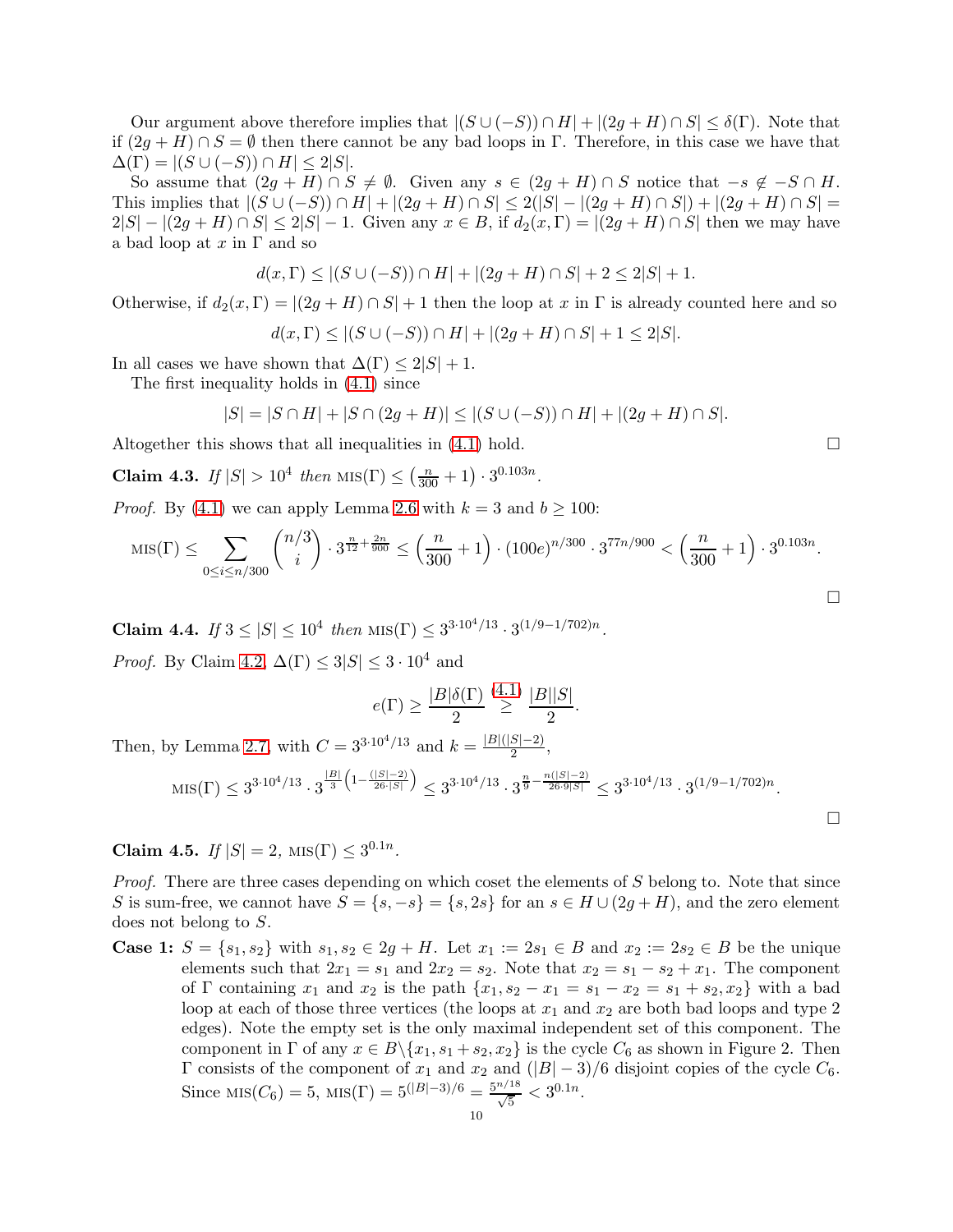Our argument above therefore implies that $|(S \cup (-S)) \cap H| + |(2g + H) \cap S| \leq \delta(\Gamma)$. Note that if $(2g + H) \cap S = \emptyset$ then there cannot be any bad loops in $\Gamma$. Therefore, in this case we have that $\Delta(\Gamma) = |(S \cup (-S)) \cap H| \leq 2|S|$.

So assume that $(2g + H) \cap S \neq \emptyset$. Given any $s \in (2g + H) \cap S$ notice that $-s \notin -S \cap H$. This implies that $|(S \cup (-S)) \cap H| + |(2g + H) \cap S| \leq 2(|S| - |(2g + H) \cap S|) + |(2g + H) \cap S| = 2|S| - |(2g + H) \cap S| \leq 2|S| - 1$. Given any $x \in B$, if $d_2(x, \Gamma) = |(2g + H) \cap S|$ then we may have a bad loop at $x$ in $\Gamma$ and so

$$d(x, \Gamma) \leq |(S \cup (-S)) \cap H| + |(2g + H) \cap S| + 2 \leq 2|S| + 1.$$

Otherwise, if $d_2(x, \Gamma) = |(2g + H) \cap S| + 1$ then the loop at $x$ in $\Gamma$ is already counted here and so

$$d(x, \Gamma) \leq |(S \cup (-S)) \cap H| + |(2g + H) \cap S| + 1 \leq 2|S|.$$

In all cases we have shown that $\Delta(\Gamma) \leq 2|S| + 1$.

The first inequality holds in (4.1) since

$$|S| = |S \cap H| + |S \cap (2g + H)| \leq |(S \cup (-S)) \cap H| + |(2g + H) \cap S|.$$

Altogether this shows that all inequalities in (4.1) hold. $\square$

**Claim 4.3.** *If* $|S| > 10^4$ *then* $\text{MIS}(\Gamma) \leq \left(\frac{n}{300} + 1\right) \cdot 3^{0.103n}$.

*Proof.* By (4.1) we can apply Lemma 2.6 with $k = 3$ and $b \geq 100$:

$$\text{MIS}(\Gamma) \leq \sum_{0 \leq i \leq n/300} \binom{n/3}{i} \cdot 3^{\frac{n}{12} + \frac{2n}{900}} \leq \left(\frac{n}{300} + 1\right) \cdot (100e)^{n/300} \cdot 3^{77n/900} < \left(\frac{n}{300} + 1\right) \cdot 3^{0.103n}.$$

$\square$

**Claim 4.4.** *If* $3 \leq |S| \leq 10^4$ *then* $\text{MIS}(\Gamma) \leq 3^{3 \cdot 10^4/13} \cdot 3^{(1/9 - 1/702)n}$.

*Proof.* By Claim 4.2, $\Delta(\Gamma) \leq 3|S| \leq 3 \cdot 10^4$ and

$$e(\Gamma) \geq \frac{|B|\delta(\Gamma)}{2} \overset{(4.1)}{\geq} \frac{|B||S|}{2}.$$

Then, by Lemma 2.7, with $C = 3^{3 \cdot 10^4/13}$ and $k = \frac{|B|(|S| - 2)}{2}$,

$$\text{MIS}(\Gamma) \leq 3^{3 \cdot 10^4/13} \cdot 3^{\frac{|B|}{3}\left(1 - \frac{(|S| - 2)}{26 \cdot |S|}\right)} \leq 3^{3 \cdot 10^4/13} \cdot 3^{\frac{n}{9} - \frac{n(|S| - 2)}{26 \cdot 9|S|}} \leq 3^{3 \cdot 10^4/13} \cdot 3^{(1/9 - 1/702)n}.$$

$\square$

**Claim 4.5.** *If* $|S| = 2$, $\text{MIS}(\Gamma) \leq 3^{0.1n}$.

*Proof.* There are three cases depending on which coset the elements of $S$ belong to. Note that since $S$ is sum-free, we cannot have $S = \{s, -s\} = \{s, 2s\}$ for an $s \in H \cup (2g + H)$, and the zero element does not belong to $S$.

**Case 1:** $S = \{s_1, s_2\}$ with $s_1, s_2 \in 2g + H$. Let $x_1 := 2s_1 \in B$ and $x_2 := 2s_2 \in B$ be the unique elements such that $2x_1 = s_1$ and $2x_2 = s_2$. Note that $x_2 = s_1 - s_2 + x_1$. The component of $\Gamma$ containing $x_1$ and $x_2$ is the path $\{x_1, s_2 - x_1 = s_1 - x_2 = s_1 + s_2, x_2\}$ with a bad loop at each of those three vertices (the loops at $x_1$ and $x_2$ are both bad loops and type 2 edges). Note the empty set is the only maximal independent set of this component. The component in $\Gamma$ of any $x \in B \backslash \{x_1, s_1 + s_2, x_2\}$ is the cycle $C_6$ as shown in Figure 2. Then $\Gamma$ consists of the component of $x_1$ and $x_2$ and $(|B| - 3)/6$ disjoint copies of the cycle $C_6$. Since $\text{MIS}(C_6) = 5$, $\text{MIS}(\Gamma) = 5^{(|B|-3)/6} = \frac{5^{n/18}}{\sqrt{5}} < 3^{0.1n}$.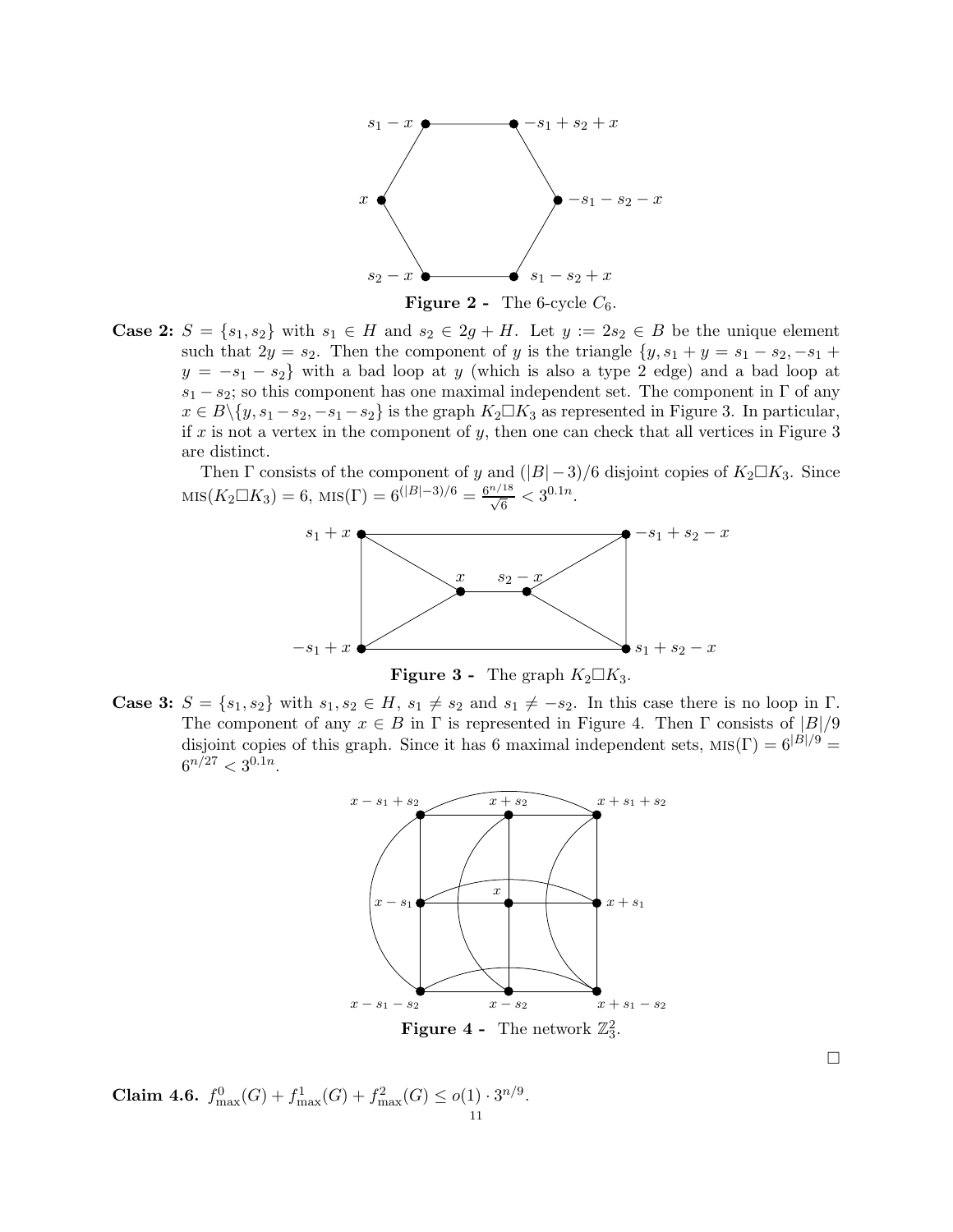**Figure 2 -** The 6-cycle $C_6$.

**Case 2:** $S = \{s_1, s_2\}$ with $s_1 \in H$ and $s_2 \in 2g + H$. Let $y := 2s_2 \in B$ be the unique element such that $2y = s_2$. Then the component of $y$ is the triangle $\{y, s_1 + y = s_1 - s_2, -s_1 + y = -s_1 - s_2\}$ with a bad loop at $y$ (which is also a type 2 edge) and a bad loop at $s_1 - s_2$; so this component has one maximal independent set. The component in $\Gamma$ of any $x \in B \backslash \{y, s_1 - s_2, -s_1 - s_2\}$ is the graph $K_2 \square K_3$ as represented in Figure 3. In particular, if $x$ is not a vertex in the component of $y$, then one can check that all vertices in Figure 3 are distinct.

Then $\Gamma$ consists of the component of $y$ and $(|B|-3)/6$ disjoint copies of $K_2 \square K_3$. Since $\text{MIS}(K_2 \square K_3) = 6$, $\text{MIS}(\Gamma) = 6^{(|B|-3)/6} = \frac{6^{n/18}}{\sqrt{6}} < 3^{0.1n}$.

**Figure 3 -** The graph $K_2 \square K_3$.

**Case 3:** $S = \{s_1, s_2\}$ with $s_1, s_2 \in H$, $s_1 \neq s_2$ and $s_1 \neq -s_2$. In this case there is no loop in $\Gamma$. The component of any $x \in B$ in $\Gamma$ is represented in Figure 4. Then $\Gamma$ consists of $|B|/9$ disjoint copies of this graph. Since it has 6 maximal independent sets, $\text{MIS}(\Gamma) = 6^{|B|/9} = 6^{n/27} < 3^{0.1n}$.

**Figure 4 -** The network $\mathbb{Z}_3^2$.

$\square$

**Claim 4.6.** $f^0_{\max}(G) + f^1_{\max}(G) + f^2_{\max}(G) \leq o(1) \cdot 3^{n/9}$.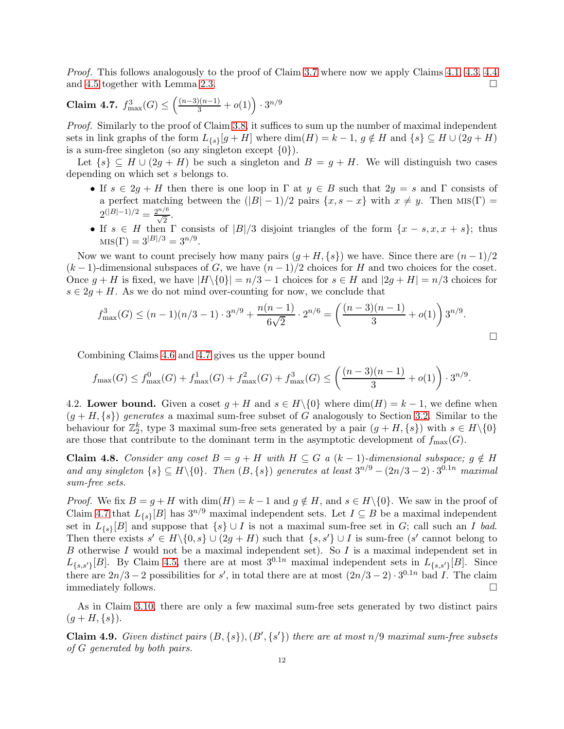*Proof.* This follows analogously to the proof of Claim 3.7 where now we apply Claims 4.1, 4.3, 4.4 and 4.5 together with Lemma 2.3. □

**Claim 4.7.** $f^3_{\max}(G) \leq \left(\frac{(n-3)(n-1)}{3} + o(1)\right) \cdot 3^{n/9}$

*Proof.* Similarly to the proof of Claim 3.8, it suffices to sum up the number of maximal independent sets in link graphs of the form $L_{\{s\}}[g+H]$ where $\dim(H) = k-1$, $g \notin H$ and $\{s\} \subseteq H \cup (2g+H)$ is a sum-free singleton (so any singleton except $\{0\}$).

Let $\{s\} \subseteq H \cup (2g+H)$ be such a singleton and $B = g+H$. We will distinguish two cases depending on which set $s$ belongs to.

- If $s \in 2g+H$ then there is one loop in $\Gamma$ at $y \in B$ such that $2y = s$ and $\Gamma$ consists of a perfect matching between the $(|B|-1)/2$ pairs $\{x, s-x\}$ with $x \neq y$. Then $\text{MIS}(\Gamma) = 2^{(|B|-1)/2} = \frac{2^{n/6}}{\sqrt{2}}$.
- If $s \in H$ then $\Gamma$ consists of $|B|/3$ disjoint triangles of the form $\{x-s, x, x+s\}$; thus $\text{MIS}(\Gamma) = 3^{|B|/3} = 3^{n/9}$.

Now we want to count precisely how many pairs $(g+H, \{s\})$ we have. Since there are $(n-1)/2$ $(k-1)$-dimensional subspaces of $G$, we have $(n-1)/2$ choices for $H$ and two choices for the coset. Once $g+H$ is fixed, we have $|H \backslash \{0\}| = n/3 - 1$ choices for $s \in H$ and $|2g+H| = n/3$ choices for $s \in 2g+H$. As we do not mind over-counting for now, we conclude that

$$f^3_{\max}(G) \leq (n-1)(n/3-1) \cdot 3^{n/9} + \frac{n(n-1)}{6\sqrt{2}} \cdot 2^{n/6} = \left(\frac{(n-3)(n-1)}{3} + o(1)\right) 3^{n/9}.$$

□

Combining Claims 4.6 and 4.7 gives us the upper bound

$$f_{\max}(G) \leq f^0_{\max}(G) + f^1_{\max}(G) + f^2_{\max}(G) + f^3_{\max}(G) \leq \left(\frac{(n-3)(n-1)}{3} + o(1)\right) \cdot 3^{n/9}.$$

4.2. **Lower bound.** Given a coset $g+H$ and $s \in H \backslash \{0\}$ where $\dim(H) = k-1$, we define when $(g+H, \{s\})$ *generates* a maximal sum-free subset of $G$ analogously to Section 3.2. Similar to the behaviour for $\mathbb{Z}^k_2$, type 3 maximal sum-free sets generated by a pair $(g+H, \{s\})$ with $s \in H \backslash \{0\}$ are those that contribute to the dominant term in the asymptotic development of $f_{\max}(G)$.

**Claim 4.8.** *Consider any coset $B = g+H$ with $H \subseteq G$ a $(k-1)$-dimensional subspace; $g \notin H$ and any singleton $\{s\} \subseteq H \backslash \{0\}$. Then $(B, \{s\})$ generates at least $3^{n/9} - (2n/3-2) \cdot 3^{0.1n}$ maximal sum-free sets.*

*Proof.* We fix $B = g+H$ with $\dim(H) = k-1$ and $g \notin H$, and $s \in H \backslash \{0\}$. We saw in the proof of Claim 4.7 that $L_{\{s\}}[B]$ has $3^{n/9}$ maximal independent sets. Let $I \subseteq B$ be a maximal independent set in $L_{\{s\}}[B]$ and suppose that $\{s\} \cup I$ is not a maximal sum-free set in $G$; call such an $I$ *bad*. Then there exists $s' \in H \backslash \{0, s\} \cup (2g+H)$ such that $\{s, s'\} \cup I$ is sum-free ($s'$ cannot belong to $B$ otherwise $I$ would not be a maximal independent set). So $I$ is a maximal independent set in $L_{\{s,s'\}}[B]$. By Claim 4.5, there are at most $3^{0.1n}$ maximal independent sets in $L_{\{s,s'\}}[B]$. Since there are $2n/3 - 2$ possibilities for $s'$, in total there are at most $(2n/3-2) \cdot 3^{0.1n}$ bad $I$. The claim immediately follows. □

As in Claim 3.10, there are only a few maximal sum-free sets generated by two distinct pairs $(g+H, \{s\})$.

**Claim 4.9.** *Given distinct pairs $(B, \{s\}), (B', \{s'\})$ there are at most $n/9$ maximal sum-free subsets of $G$ generated by both pairs.*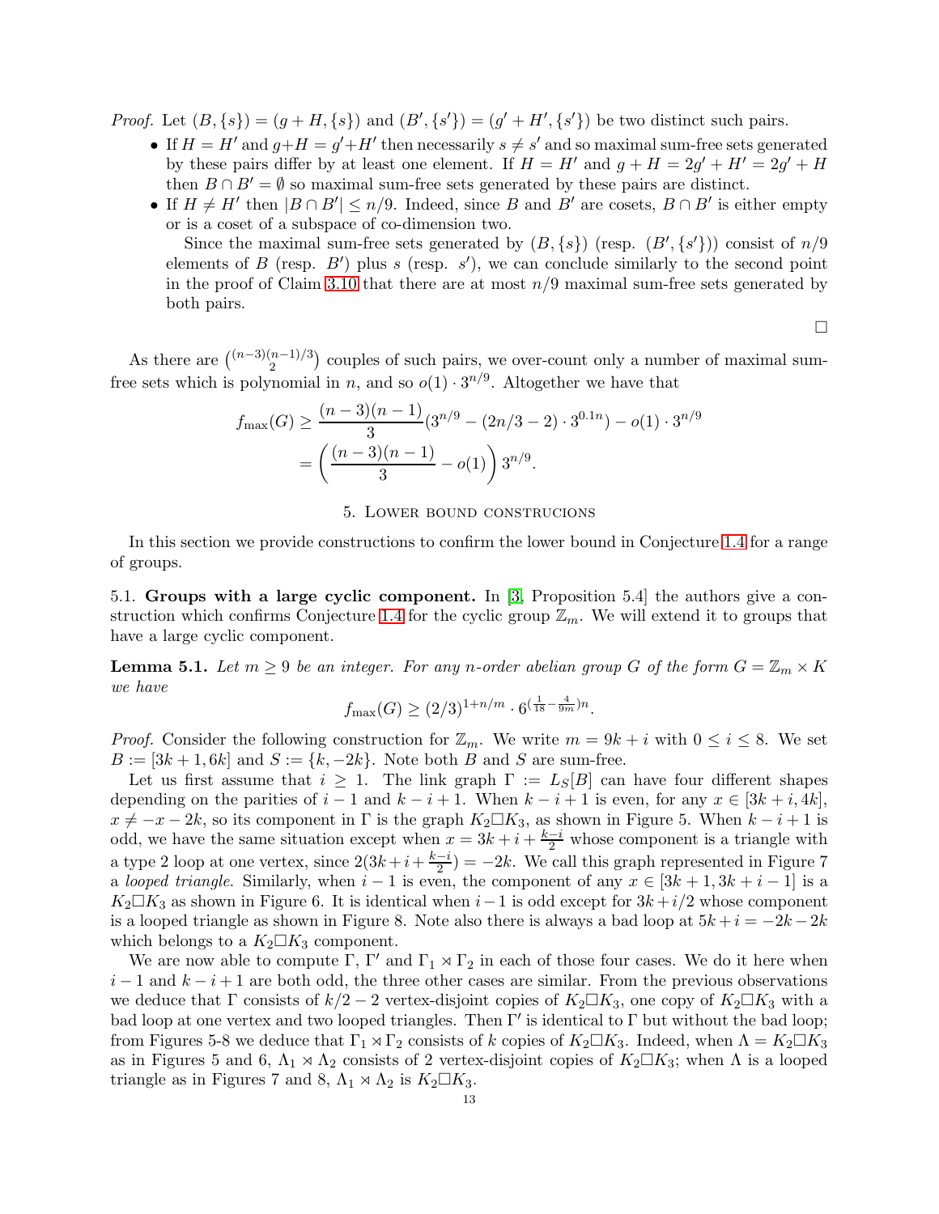*Proof.* Let $(B, \{s\}) = (g + H, \{s\})$ and $(B', \{s'\}) = (g' + H', \{s'\})$ be two distinct such pairs.

- If $H = H'$ and $g + H = g' + H'$ then necessarily $s \neq s'$ and so maximal sum-free sets generated by these pairs differ by at least one element. If $H = H'$ and $g + H = 2g' + H' = 2g' + H$ then $B \cap B' = \emptyset$ so maximal sum-free sets generated by these pairs are distinct.
- If $H \neq H'$ then $|B \cap B'| \leq n/9$. Indeed, since $B$ and $B'$ are cosets, $B \cap B'$ is either empty or is a coset of a subspace of co-dimension two.

  Since the maximal sum-free sets generated by $(B, \{s\})$ (resp. $(B', \{s'\})$) consist of $n/9$ elements of $B$ (resp. $B'$) plus $s$ (resp. $s'$), we can conclude similarly to the second point in the proof of Claim 3.10 that there are at most $n/9$ maximal sum-free sets generated by both pairs.

$\square$

As there are $\binom{(n-3)(n-1)/3}{2}$ couples of such pairs, we over-count only a number of maximal sum-free sets which is polynomial in $n$, and so $o(1) \cdot 3^{n/9}$. Altogether we have that

$$
\begin{aligned}
f_{\max}(G) &\geq \frac{(n-3)(n-1)}{3}(3^{n/9} - (2n/3 - 2) \cdot 3^{0.1n}) - o(1) \cdot 3^{n/9} \\
&= \left( \frac{(n-3)(n-1)}{3} - o(1) \right) 3^{n/9}.
\end{aligned}
$$

## 5. Lower bound construcions

In this section we provide constructions to confirm the lower bound in Conjecture 1.4 for a range of groups.

### 5.1. Groups with a large cyclic component.

In [3, Proposition 5.4] the authors give a construction which confirms Conjecture 1.4 for the cyclic group $\mathbb{Z}_m$. We will extend it to groups that have a large cyclic component.

**Lemma 5.1.** *Let $m \geq 9$ be an integer. For any $n$-order abelian group $G$ of the form $G = \mathbb{Z}_m \times K$ we have*

$$
f_{\max}(G) \geq (2/3)^{1+n/m} \cdot 6^{(\frac{1}{18} - \frac{4}{9m})n}.
$$

*Proof.* Consider the following construction for $\mathbb{Z}_m$. We write $m = 9k + i$ with $0 \leq i \leq 8$. We set $B := [3k+1, 6k]$ and $S := \{k, -2k\}$. Note both $B$ and $S$ are sum-free.

Let us first assume that $i \geq 1$. The link graph $\Gamma := L_S[B]$ can have four different shapes depending on the parities of $i - 1$ and $k - i + 1$. When $k - i + 1$ is even, for any $x \in [3k + i, 4k]$, $x \neq -x - 2k$, so its component in $\Gamma$ is the graph $K_2 \square K_3$, as shown in Figure 5. When $k - i + 1$ is odd, we have the same situation except when $x = 3k + i + \frac{k-i}{2}$ whose component is a triangle with a type 2 loop at one vertex, since $2(3k + i + \frac{k-i}{2}) = -2k$. We call this graph represented in Figure 7 a *looped triangle*. Similarly, when $i - 1$ is even, the component of any $x \in [3k + 1, 3k + i - 1]$ is a $K_2 \square K_3$ as shown in Figure 6. It is identical when $i - 1$ is odd except for $3k + i/2$ whose component is a looped triangle as shown in Figure 8. Note also there is always a bad loop at $5k + i = -2k - 2k$ which belongs to a $K_2 \square K_3$ component.

We are now able to compute $\Gamma$, $\Gamma'$ and $\Gamma_1 \rtimes \Gamma_2$ in each of those four cases. We do it here when $i - 1$ and $k - i + 1$ are both odd, the three other cases are similar. From the previous observations we deduce that $\Gamma$ consists of $k/2 - 2$ vertex-disjoint copies of $K_2 \square K_3$, one copy of $K_2 \square K_3$ with a bad loop at one vertex and two looped triangles. Then $\Gamma'$ is identical to $\Gamma$ but without the bad loop; from Figures 5-8 we deduce that $\Gamma_1 \rtimes \Gamma_2$ consists of $k$ copies of $K_2 \square K_3$. Indeed, when $\Lambda = K_2 \square K_3$ as in Figures 5 and 6, $\Lambda_1 \rtimes \Lambda_2$ consists of 2 vertex-disjoint copies of $K_2 \square K_3$; when $\Lambda$ is a looped triangle as in Figures 7 and 8, $\Lambda_1 \rtimes \Lambda_2$ is $K_2 \square K_3$.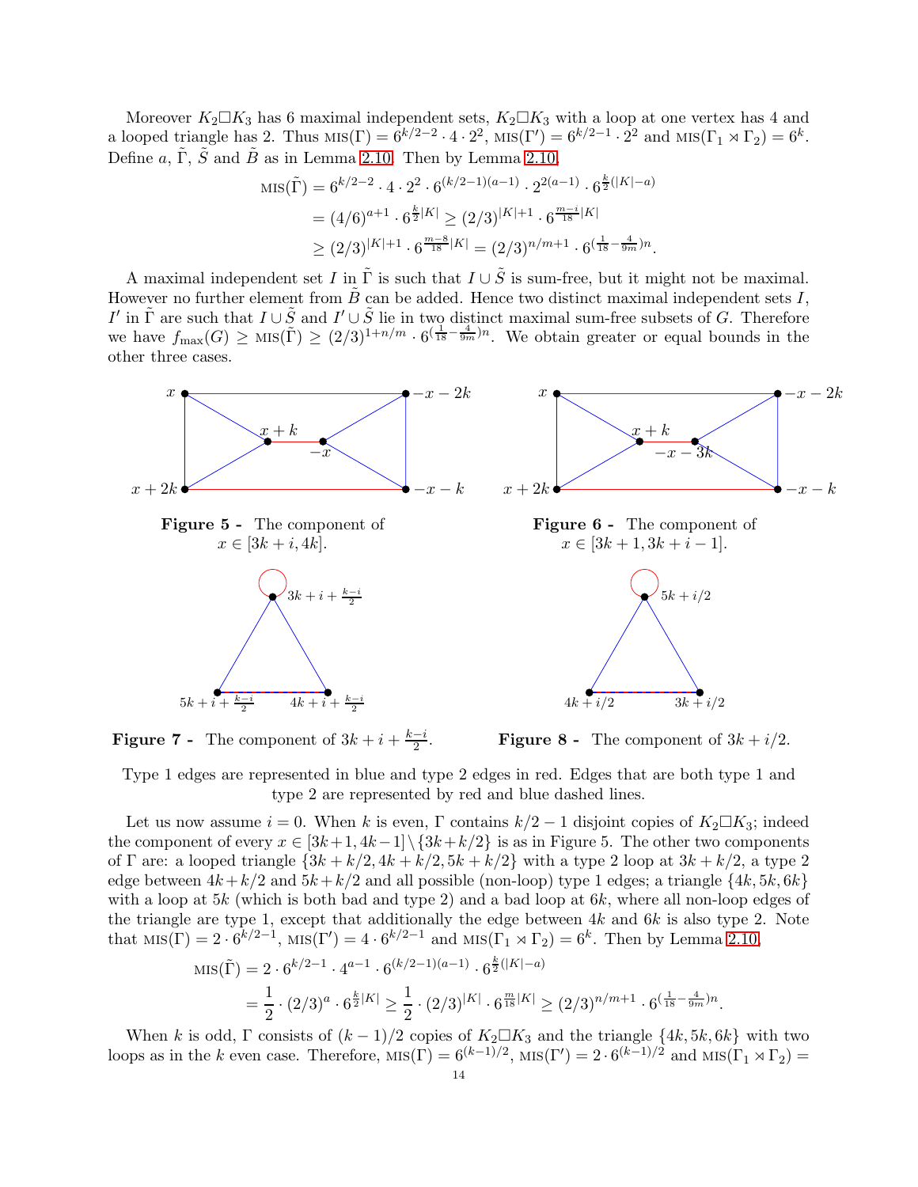Moreover $K_2 \square K_3$ has 6 maximal independent sets, $K_2 \square K_3$ with a loop at one vertex has 4 and a looped triangle has 2. Thus $\text{MIS}(\Gamma) = 6^{k/2-2} \cdot 4 \cdot 2^2$, $\text{MIS}(\Gamma') = 6^{k/2-1} \cdot 2^2$ and $\text{MIS}(\Gamma_1 \rtimes \Gamma_2) = 6^k$. Define $a$, $\tilde{\Gamma}$, $\tilde{S}$ and $\tilde{B}$ as in Lemma 2.10. Then by Lemma 2.10,

$$
\begin{aligned}
\text{MIS}(\tilde{\Gamma}) &= 6^{k/2-2} \cdot 4 \cdot 2^2 \cdot 6^{(k/2-1)(a-1)} \cdot 2^{2(a-1)} \cdot 6^{\frac{k}{2}(|K|-a)} \\
&= (4/6)^{a+1} \cdot 6^{\frac{k}{2}|K|} \geq (2/3)^{|K|+1} \cdot 6^{\frac{m-i}{18}|K|} \\
&\geq (2/3)^{|K|+1} \cdot 6^{\frac{m-8}{18}|K|} = (2/3)^{n/m+1} \cdot 6^{(\frac{1}{18}-\frac{4}{9m})n}.
\end{aligned}
$$

A maximal independent set $I$ in $\tilde{\Gamma}$ is such that $I \cup \tilde{S}$ is sum-free, but it might not be maximal. However no further element from $\tilde{B}$ can be added. Hence two distinct maximal independent sets $I$, $I'$ in $\tilde{\Gamma}$ are such that $I \cup \tilde{S}$ and $I' \cup \tilde{S}$ lie in two distinct maximal sum-free subsets of $G$. Therefore we have $f_{\max}(G) \geq \text{MIS}(\tilde{\Gamma}) \geq (2/3)^{1+n/m} \cdot 6^{(\frac{1}{18}-\frac{4}{9m})n}$. We obtain greater or equal bounds in the other three cases.

**Figure 5 -** The component of $x \in [3k+i, 4k]$.

**Figure 6 -** The component of $x \in [3k+1, 3k+i-1]$.

**Figure 7 -** The component of $3k+i+\frac{k-i}{2}$.

**Figure 8 -** The component of $3k+i/2$.

Type 1 edges are represented in blue and type 2 edges in red. Edges that are both type 1 and type 2 are represented by red and blue dashed lines.

Let us now assume $i = 0$. When $k$ is even, $\Gamma$ contains $k/2-1$ disjoint copies of $K_2 \square K_3$; indeed the component of every $x \in [3k+1, 4k-1] \setminus \{3k+k/2\}$ is as in Figure 5. The other two components of $\Gamma$ are: a looped triangle $\{3k+k/2, 4k+k/2, 5k+k/2\}$ with a type 2 loop at $3k+k/2$, a type 2 edge between $4k+k/2$ and $5k+k/2$ and all possible (non-loop) type 1 edges; a triangle $\{4k, 5k, 6k\}$ with a loop at $5k$ (which is both bad and type 2) and a bad loop at $6k$, where all non-loop edges of the triangle are type 1, except that additionally the edge between $4k$ and $6k$ is also type 2. Note that $\text{MIS}(\Gamma) = 2 \cdot 6^{k/2-1}$, $\text{MIS}(\Gamma') = 4 \cdot 6^{k/2-1}$ and $\text{MIS}(\Gamma_1 \rtimes \Gamma_2) = 6^k$. Then by Lemma 2.10,

$$
\begin{aligned}
\text{MIS}(\tilde{\Gamma}) &= 2 \cdot 6^{k/2-1} \cdot 4^{a-1} \cdot 6^{(k/2-1)(a-1)} \cdot 6^{\frac{k}{2}(|K|-a)} \\
&= \frac{1}{2} \cdot (2/3)^a \cdot 6^{\frac{k}{2}|K|} \geq \frac{1}{2} \cdot (2/3)^{|K|} \cdot 6^{\frac{m}{18}|K|} \geq (2/3)^{n/m+1} \cdot 6^{(\frac{1}{18}-\frac{4}{9m})n}.
\end{aligned}
$$

When $k$ is odd, $\Gamma$ consists of $(k-1)/2$ copies of $K_2 \square K_3$ and the triangle $\{4k, 5k, 6k\}$ with two loops as in the $k$ even case. Therefore, $\text{MIS}(\Gamma) = 6^{(k-1)/2}$, $\text{MIS}(\Gamma') = 2 \cdot 6^{(k-1)/2}$ and $\text{MIS}(\Gamma_1 \rtimes \Gamma_2) =$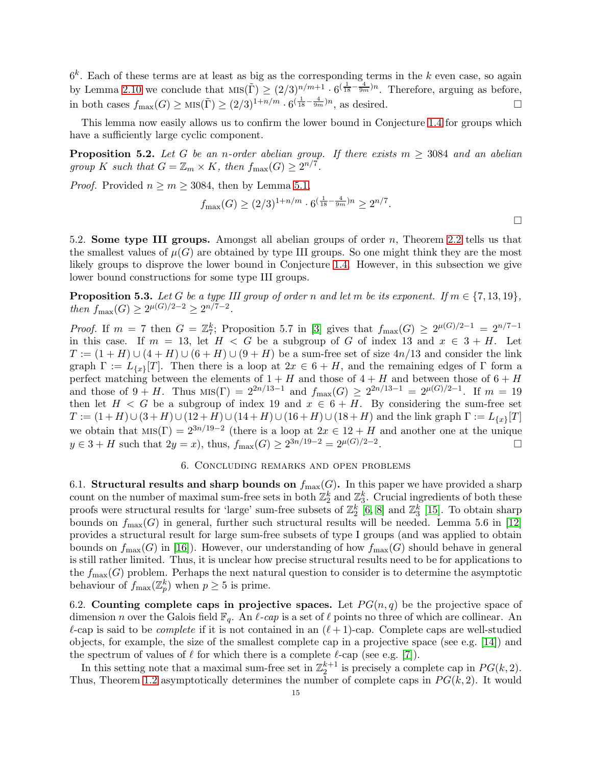$6^k$. Each of these terms are at least as big as the corresponding terms in the $k$ even case, so again by Lemma 2.10 we conclude that $\text{MIS}(\tilde{\Gamma}) \geq (2/3)^{n/m+1} \cdot 6^{(\frac{1}{18}-\frac{4}{9m})n}$. Therefore, arguing as before, in both cases $f_{\max}(G) \geq \text{MIS}(\tilde{\Gamma}) \geq (2/3)^{1+n/m} \cdot 6^{(\frac{1}{18}-\frac{4}{9m})n}$, as desired. □

This lemma now easily allows us to confirm the lower bound in Conjecture 1.4 for groups which have a sufficiently large cyclic component.

**Proposition 5.2.** *Let $G$ be an $n$-order abelian group. If there exists $m \geq 3084$ and an abelian group $K$ such that $G = \mathbb{Z}_m \times K$, then $f_{\max}(G) \geq 2^{n/7}$.*

*Proof.* Provided $n \geq m \geq 3084$, then by Lemma 5.1,

$$f_{\max}(G) \geq (2/3)^{1+n/m} \cdot 6^{(\frac{1}{18}-\frac{4}{9m})n} \geq 2^{n/7}.$$

□

5.2. **Some type III groups.** Amongst all abelian groups of order $n$, Theorem 2.2 tells us that the smallest values of $\mu(G)$ are obtained by type III groups. So one might think they are the most likely groups to disprove the lower bound in Conjecture 1.4. However, in this subsection we give lower bound constructions for some type III groups.

**Proposition 5.3.** *Let $G$ be a type III group of order $n$ and let $m$ be its exponent. If $m \in \{7, 13, 19\}$, then $f_{\max}(G) \geq 2^{\mu(G)/2-2} \geq 2^{n/7-2}$.*

*Proof.* If $m = 7$ then $G = \mathbb{Z}_7^k$; Proposition 5.7 in [3] gives that $f_{\max}(G) \geq 2^{\mu(G)/2-1} = 2^{n/7-1}$ in this case. If $m = 13$, let $H < G$ be a subgroup of $G$ of index 13 and $x \in 3 + H$. Let $T := (1+H) \cup (4+H) \cup (6+H) \cup (9+H)$ be a sum-free set of size $4n/13$ and consider the link graph $\Gamma := L_{\{x\}}[T]$. Then there is a loop at $2x \in 6 + H$, and the remaining edges of $\Gamma$ form a perfect matching between the elements of $1 + H$ and those of $4 + H$ and between those of $6 + H$ and those of $9 + H$. Thus $\text{MIS}(\Gamma) = 2^{2n/13-1}$ and $f_{\max}(G) \geq 2^{2n/13-1} = 2^{\mu(G)/2-1}$. If $m = 19$ then let $H < G$ be a subgroup of index 19 and $x \in 6 + H$. By considering the sum-free set $T := (1+H) \cup (3+H) \cup (12+H) \cup (14+H) \cup (16+H) \cup (18+H)$ and the link graph $\Gamma := L_{\{x\}}[T]$ we obtain that $\text{MIS}(\Gamma) = 2^{3n/19-2}$ (there is a loop at $2x \in 12 + H$ and another one at the unique $y \in 3 + H$ such that $2y = x$), thus, $f_{\max}(G) \geq 2^{3n/19-2} = 2^{\mu(G)/2-2}$. □

## 6. Concluding remarks and open problems

6.1. **Structural results and sharp bounds on $f_{\max}(G)$.** In this paper we have provided a sharp count on the number of maximal sum-free sets in both $\mathbb{Z}_2^k$ and $\mathbb{Z}_3^k$. Crucial ingredients of both these proofs were structural results for 'large' sum-free subsets of $\mathbb{Z}_2^k$ [6, 8] and $\mathbb{Z}_3^k$ [15]. To obtain sharp bounds on $f_{\max}(G)$ in general, further such structural results will be needed. Lemma 5.6 in [12] provides a structural result for large sum-free subsets of type I groups (and was applied to obtain bounds on $f_{\max}(G)$ in [16]). However, our understanding of how $f_{\max}(G)$ should behave in general is still rather limited. Thus, it is unclear how precise structural results need to be for applications to the $f_{\max}(G)$ problem. Perhaps the next natural question to consider is to determine the asymptotic behaviour of $f_{\max}(\mathbb{Z}_p^k)$ when $p \geq 5$ is prime.

6.2. **Counting complete caps in projective spaces.** Let $PG(n, q)$ be the projective space of dimension $n$ over the Galois field $\mathbb{F}_q$. An *$\ell$-cap* is a set of $\ell$ points no three of which are collinear. An $\ell$-cap is said to be *complete* if it is not contained in an $(\ell+1)$-cap. Complete caps are well-studied objects, for example, the size of the smallest complete cap in a projective space (see e.g. [14]) and the spectrum of values of $\ell$ for which there is a complete $\ell$-cap (see e.g. [7]).

In this setting note that a maximal sum-free set in $\mathbb{Z}_2^{k+1}$ is precisely a complete cap in $PG(k, 2)$. Thus, Theorem 1.2 asymptotically determines the number of complete caps in $PG(k, 2)$. It would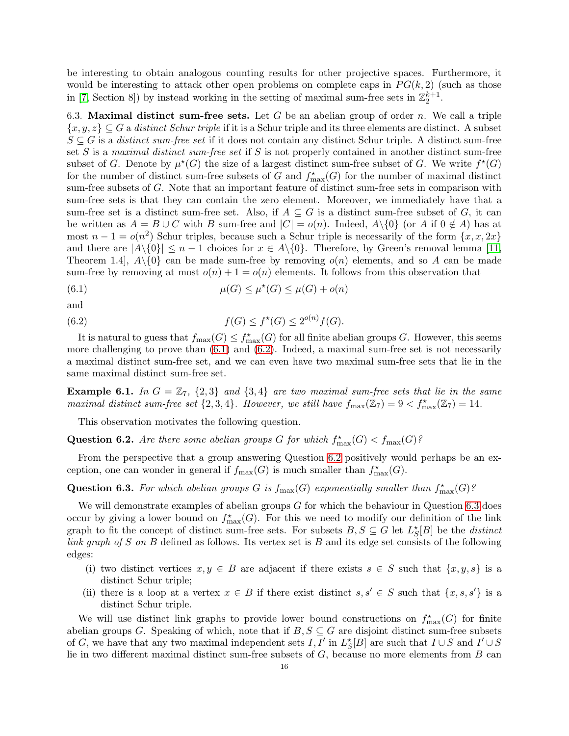be interesting to obtain analogous counting results for other projective spaces. Furthermore, it would be interesting to attack other open problems on complete caps in $PG(k, 2)$ (such as those in [7, Section 8]) by instead working in the setting of maximal sum-free sets in $\mathbb{Z}_2^{k+1}$.

6.3. **Maximal distinct sum-free sets.** Let $G$ be an abelian group of order $n$. We call a triple $\{x, y, z\} \subseteq G$ a *distinct Schur triple* if it is a Schur triple and its three elements are distinct. A subset $S \subseteq G$ is a *distinct sum-free set* if it does not contain any distinct Schur triple. A distinct sum-free set $S$ is a *maximal distinct sum-free set* if $S$ is not properly contained in another distinct sum-free subset of $G$. Denote by $\mu^\star(G)$ the size of a largest distinct sum-free subset of $G$. We write $f^\star(G)$ for the number of distinct sum-free subsets of $G$ and $f^\star_{\max}(G)$ for the number of maximal distinct sum-free subsets of $G$. Note that an important feature of distinct sum-free sets in comparison with sum-free sets is that they can contain the zero element. Moreover, we immediately have that a sum-free set is a distinct sum-free set. Also, if $A \subseteq G$ is a distinct sum-free subset of $G$, it can be written as $A = B \cup C$ with $B$ sum-free and $|C| = o(n)$. Indeed, $A \backslash \{0\}$ (or $A$ if $0 \notin A$) has at most $n - 1 = o(n^2)$ Schur triples, because such a Schur triple is necessarily of the form $\{x, x, 2x\}$ and there are $|A\backslash\{0\}| \leq n - 1$ choices for $x \in A\backslash\{0\}$. Therefore, by Green's removal lemma [11, Theorem 1.4], $A\backslash\{0\}$ can be made sum-free by removing $o(n)$ elements, and so $A$ can be made sum-free by removing at most $o(n) + 1 = o(n)$ elements. It follows from this observation that

$$\mu(G) \leq \mu^\star(G) \leq \mu(G) + o(n) \tag{6.1}$$

and

$$f(G) \leq f^\star(G) \leq 2^{o(n)} f(G). \tag{6.2}$$

It is natural to guess that $f_{\max}(G) \leq f^\star_{\max}(G)$ for all finite abelian groups $G$. However, this seems more challenging to prove than (6.1) and (6.2). Indeed, a maximal sum-free set is not necessarily a maximal distinct sum-free set, and we can even have two maximal sum-free sets that lie in the same maximal distinct sum-free set.

**Example 6.1.** *In $G = \mathbb{Z}_7$, $\{2, 3\}$ and $\{3, 4\}$ are two maximal sum-free sets that lie in the same maximal distinct sum-free set $\{2, 3, 4\}$. However, we still have $f_{\max}(\mathbb{Z}_7) = 9 < f^\star_{\max}(\mathbb{Z}_7) = 14$.*

This observation motivates the following question.

**Question 6.2.** *Are there some abelian groups $G$ for which $f^\star_{\max}(G) < f_{\max}(G)$?*

From the perspective that a group answering Question 6.2 positively would perhaps be an exception, one can wonder in general if $f_{\max}(G)$ is much smaller than $f^\star_{\max}(G)$.

**Question 6.3.** *For which abelian groups $G$ is $f_{\max}(G)$ exponentially smaller than $f^\star_{\max}(G)$?*

We will demonstrate examples of abelian groups $G$ for which the behaviour in Question 6.3 does occur by giving a lower bound on $f^\star_{\max}(G)$. For this we need to modify our definition of the link graph to fit the concept of distinct sum-free sets. For subsets $B, S \subseteq G$ let $L^\star_S[B]$ be the *distinct link graph of $S$ on $B$* defined as follows. Its vertex set is $B$ and its edge set consists of the following edges:

(i) two distinct vertices $x, y \in B$ are adjacent if there exists $s \in S$ such that $\{x, y, s\}$ is a distinct Schur triple;

(ii) there is a loop at a vertex $x \in B$ if there exist distinct $s, s' \in S$ such that $\{x, s, s'\}$ is a distinct Schur triple.

We will use distinct link graphs to provide lower bound constructions on $f^\star_{\max}(G)$ for finite abelian groups $G$. Speaking of which, note that if $B, S \subseteq G$ are disjoint distinct sum-free subsets of $G$, we have that any two maximal independent sets $I, I'$ in $L^\star_S[B]$ are such that $I \cup S$ and $I' \cup S$ lie in two different maximal distinct sum-free subsets of $G$, because no more elements from $B$ can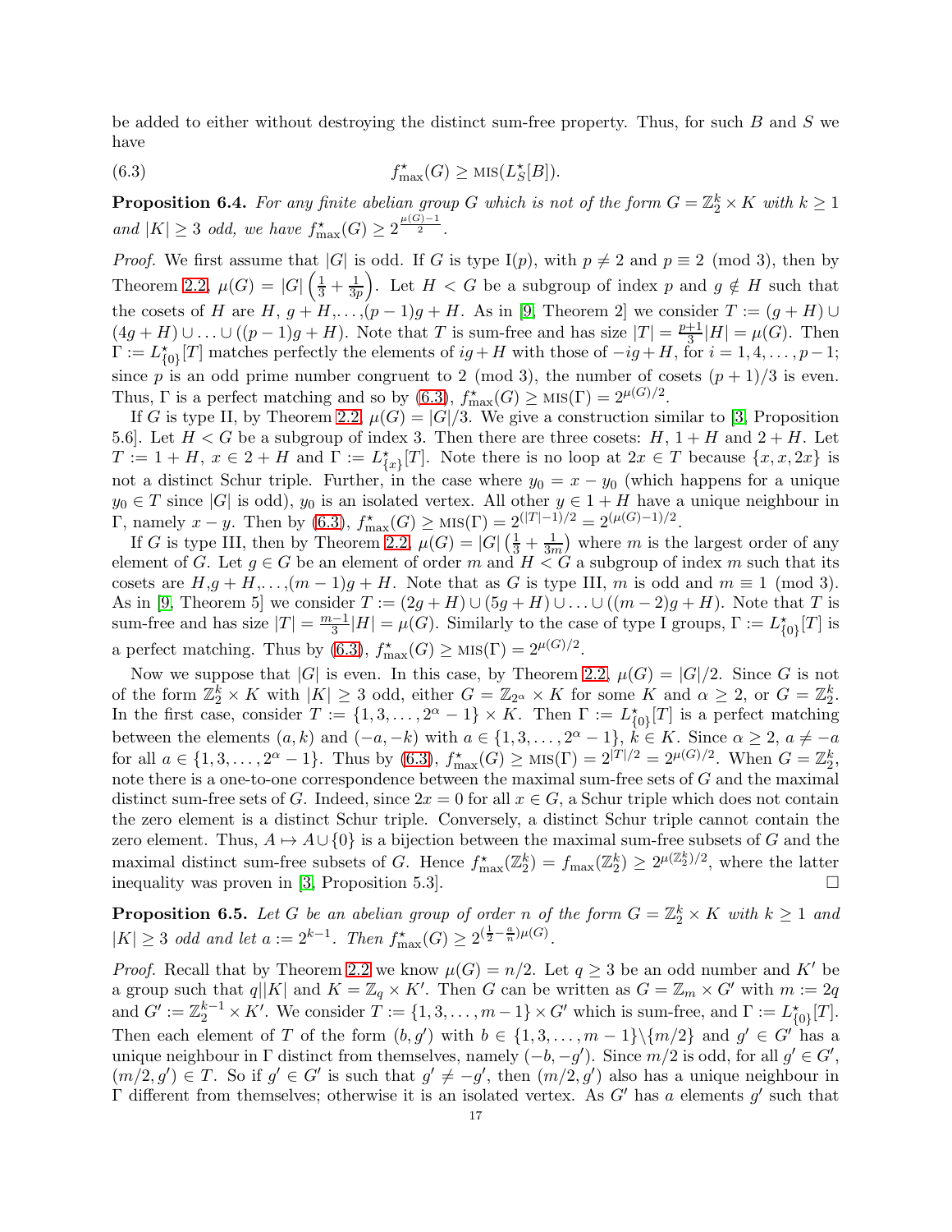be added to either without destroying the distinct sum-free property. Thus, for such $B$ and $S$ we have

$$f^{\star}_{\max}(G) \geq \text{MIS}(L^{\star}_S[B]). \tag{6.3}$$

**Proposition 6.4.** *For any finite abelian group $G$ which is not of the form $G = \mathbb{Z}_2^k \times K$ with $k \geq 1$ and $|K| \geq 3$ odd, we have $f^{\star}_{\max}(G) \geq 2^{\frac{\mu(G)-1}{2}}$.*

*Proof.* We first assume that $|G|$ is odd. If $G$ is type I($p$), with $p \neq 2$ and $p \equiv 2 \pmod 3$, then by Theorem 2.2, $\mu(G) = |G|\left(\frac{1}{3} + \frac{1}{3p}\right)$. Let $H < G$ be a subgroup of index $p$ and $g \notin H$ such that the cosets of $H$ are $H$, $g+H,\dots,(p-1)g+H$. As in [9, Theorem 2] we consider $T := (g+H) \cup (4g+H) \cup \ldots \cup ((p-1)g+H)$. Note that $T$ is sum-free and has size $|T| = \frac{p+1}{3}|H| = \mu(G)$. Then $\Gamma := L^{\star}_{\{0\}}[T]$ matches perfectly the elements of $ig+H$ with those of $-ig+H$, for $i = 1, 4, \dots, p-1$; since $p$ is an odd prime number congruent to 2 (mod 3), the number of cosets $(p+1)/3$ is even. Thus, $\Gamma$ is a perfect matching and so by (6.3), $f^{\star}_{\max}(G) \geq \text{MIS}(\Gamma) = 2^{\mu(G)/2}$.

If $G$ is type II, by Theorem 2.2, $\mu(G) = |G|/3$. We give a construction similar to [3, Proposition 5.6]. Let $H < G$ be a subgroup of index 3. Then there are three cosets: $H$, $1+H$ and $2+H$. Let $T := 1+H$, $x \in 2+H$ and $\Gamma := L^{\star}_{\{x\}}[T]$. Note there is no loop at $2x \in T$ because $\{x, x, 2x\}$ is not a distinct Schur triple. Further, in the case where $y_0 = x - y_0$ (which happens for a unique $y_0 \in T$ since $|G|$ is odd), $y_0$ is an isolated vertex. All other $y \in 1+H$ have a unique neighbour in $\Gamma$, namely $x - y$. Then by (6.3), $f^{\star}_{\max}(G) \geq \text{MIS}(\Gamma) = 2^{(|T|-1)/2} = 2^{(\mu(G)-1)/2}$.

If $G$ is type III, then by Theorem 2.2, $\mu(G) = |G|\left(\frac{1}{3} + \frac{1}{3m}\right)$ where $m$ is the largest order of any element of $G$. Let $g \in G$ be an element of order $m$ and $H < G$ a subgroup of index $m$ such that its cosets are $H$,$g+H$,$\dots$,$(m-1)g+H$. Note that as $G$ is type III, $m$ is odd and $m \equiv 1 \pmod 3$. As in [9, Theorem 5] we consider $T := (2g+H) \cup (5g+H) \cup \ldots \cup ((m-2)g+H)$. Note that $T$ is sum-free and has size $|T| = \frac{m-1}{3}|H| = \mu(G)$. Similarly to the case of type I groups, $\Gamma := L^{\star}_{\{0\}}[T]$ is a perfect matching. Thus by (6.3), $f^{\star}_{\max}(G) \geq \text{MIS}(\Gamma) = 2^{\mu(G)/2}$.

Now we suppose that $|G|$ is even. In this case, by Theorem 2.2, $\mu(G) = |G|/2$. Since $G$ is not of the form $\mathbb{Z}_2^k \times K$ with $|K| \geq 3$ odd, either $G = \mathbb{Z}_{2^\alpha} \times K$ for some $K$ and $\alpha \geq 2$, or $G = \mathbb{Z}_2^k$. In the first case, consider $T := \{1, 3, \dots, 2^\alpha - 1\} \times K$. Then $\Gamma := L^{\star}_{\{0\}}[T]$ is a perfect matching between the elements $(a, k)$ and $(-a, -k)$ with $a \in \{1, 3, \dots, 2^\alpha - 1\}$, $k \in K$. Since $\alpha \geq 2$, $a \neq -a$ for all $a \in \{1, 3, \dots, 2^\alpha - 1\}$. Thus by (6.3), $f^{\star}_{\max}(G) \geq \text{MIS}(\Gamma) = 2^{|T|/2} = 2^{\mu(G)/2}$. When $G = \mathbb{Z}_2^k$, note there is a one-to-one correspondence between the maximal sum-free sets of $G$ and the maximal distinct sum-free sets of $G$. Indeed, since $2x = 0$ for all $x \in G$, a Schur triple which does not contain the zero element is a distinct Schur triple. Conversely, a distinct Schur triple cannot contain the zero element. Thus, $A \mapsto A \cup \{0\}$ is a bijection between the maximal sum-free subsets of $G$ and the maximal distinct sum-free subsets of $G$. Hence $f^{\star}_{\max}(\mathbb{Z}_2^k) = f_{\max}(\mathbb{Z}_2^k) \geq 2^{\mu(\mathbb{Z}_2^k)/2}$, where the latter inequality was proven in [3, Proposition 5.3]. $\square$

**Proposition 6.5.** *Let $G$ be an abelian group of order $n$ of the form $G = \mathbb{Z}_2^k \times K$ with $k \geq 1$ and $|K| \geq 3$ odd and let $a := 2^{k-1}$. Then $f^{\star}_{\max}(G) \geq 2^{(\frac{1}{2} - \frac{a}{n})\mu(G)}$.*

*Proof.* Recall that by Theorem 2.2 we know $\mu(G) = n/2$. Let $q \geq 3$ be an odd number and $K'$ be a group such that $q \| |K|$ and $K = \mathbb{Z}_q \times K'$. Then $G$ can be written as $G = \mathbb{Z}_m \times G'$ with $m := 2q$ and $G' := \mathbb{Z}_2^{k-1} \times K'$. We consider $T := \{1, 3, \dots, m-1\} \times G'$ which is sum-free, and $\Gamma := L^{\star}_{\{0\}}[T]$. Then each element of $T$ of the form $(b, g')$ with $b \in \{1, 3, \dots, m-1\} \backslash \{m/2\}$ and $g' \in G'$ has a unique neighbour in $\Gamma$ distinct from themselves, namely $(-b, -g')$. Since $m/2$ is odd, for all $g' \in G'$, $(m/2, g') \in T$. So if $g' \in G'$ is such that $g' \neq -g'$, then $(m/2, g')$ also has a unique neighbour in $\Gamma$ different from themselves; otherwise it is an isolated vertex. As $G'$ has $a$ elements $g'$ such that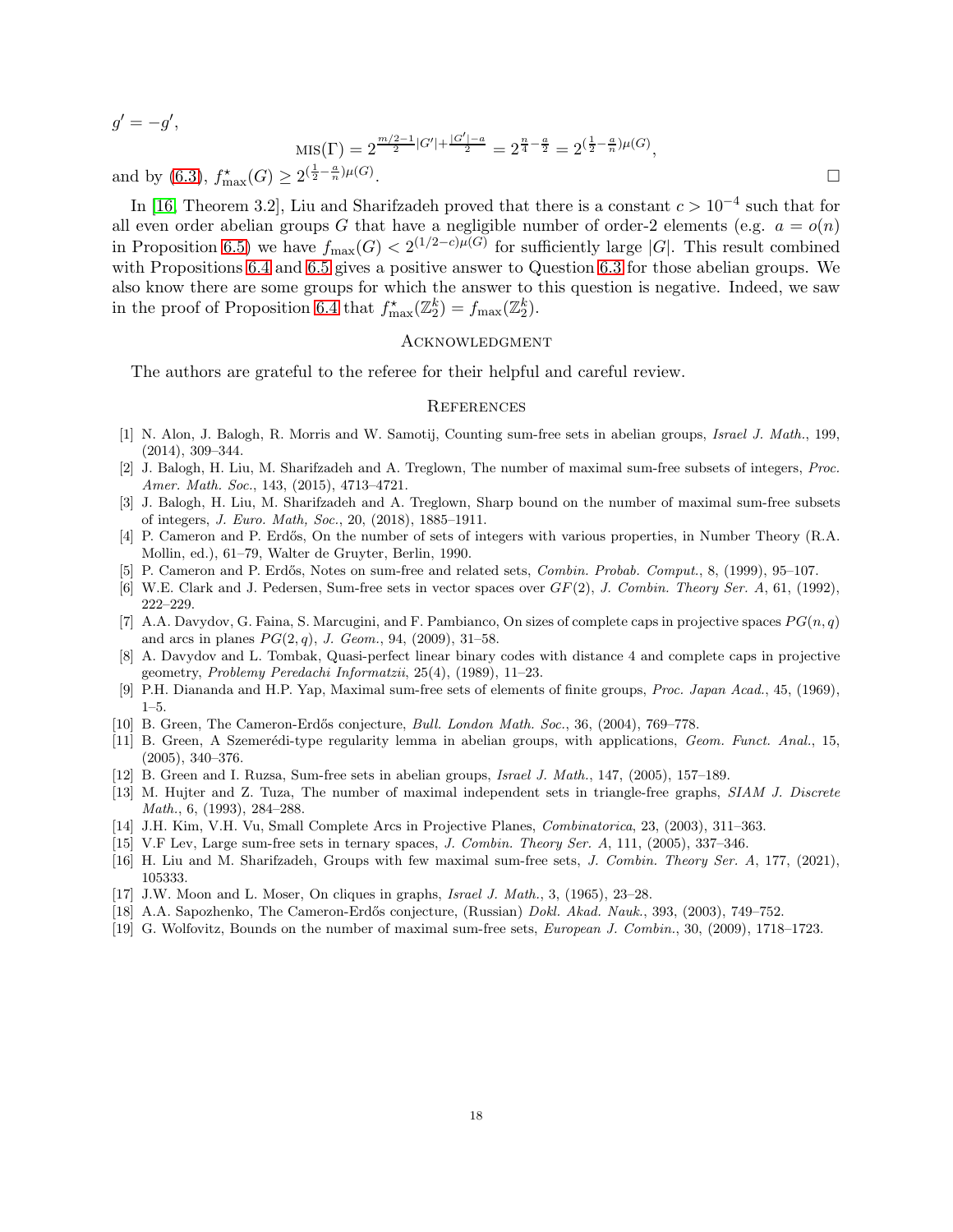$g' = -g'$,

$$\text{MIS}(\Gamma) = 2^{\frac{m/2-1}{2}|G'| + \frac{|G'|-a}{2}} = 2^{\frac{n}{4} - \frac{a}{2}} = 2^{(\frac{1}{2} - \frac{a}{n})\mu(G)},$$

and by (6.3), $f^{\star}_{\max}(G) \geq 2^{(\frac{1}{2} - \frac{a}{n})\mu(G)}$. □

In [16, Theorem 3.2], Liu and Sharifzadeh proved that there is a constant $c > 10^{-4}$ such that for all even order abelian groups $G$ that have a negligible number of order-2 elements (e.g. $a = o(n)$ in Proposition 6.5) we have $f_{\max}(G) < 2^{(1/2-c)\mu(G)}$ for sufficiently large $|G|$. This result combined with Propositions 6.4 and 6.5 gives a positive answer to Question 6.3 for those abelian groups. We also know there are some groups for which the answer to this question is negative. Indeed, we saw in the proof of Proposition 6.4 that $f^{\star}_{\max}(\mathbb{Z}_2^k) = f_{\max}(\mathbb{Z}_2^k)$.

## Acknowledgment

The authors are grateful to the referee for their helpful and careful review.

## References

[1] N. Alon, J. Balogh, R. Morris and W. Samotij, Counting sum-free sets in abelian groups, *Israel J. Math.*, 199, (2014), 309–344.

[2] J. Balogh, H. Liu, M. Sharifzadeh and A. Treglown, The number of maximal sum-free subsets of integers, *Proc. Amer. Math. Soc.*, 143, (2015), 4713–4721.

[3] J. Balogh, H. Liu, M. Sharifzadeh and A. Treglown, Sharp bound on the number of maximal sum-free subsets of integers, *J. Euro. Math, Soc.*, 20, (2018), 1885–1911.

[4] P. Cameron and P. Erdős, On the number of sets of integers with various properties, in Number Theory (R.A. Mollin, ed.), 61–79, Walter de Gruyter, Berlin, 1990.

[5] P. Cameron and P. Erdős, Notes on sum-free and related sets, *Combin. Probab. Comput.*, 8, (1999), 95–107.

[6] W.E. Clark and J. Pedersen, Sum-free sets in vector spaces over $GF(2)$, *J. Combin. Theory Ser. A*, 61, (1992), 222–229.

[7] A.A. Davydov, G. Faina, S. Marcugini, and F. Pambianco, On sizes of complete caps in projective spaces $PG(n, q)$ and arcs in planes $PG(2, q)$, *J. Geom.*, 94, (2009), 31–58.

[8] A. Davydov and L. Tombak, Quasi-perfect linear binary codes with distance 4 and complete caps in projective geometry, *Problemy Peredachi Informatzii*, 25(4), (1989), 11–23.

[9] P.H. Diananda and H.P. Yap, Maximal sum-free sets of elements of finite groups, *Proc. Japan Acad.*, 45, (1969), 1–5.

[10] B. Green, The Cameron-Erdős conjecture, *Bull. London Math. Soc.*, 36, (2004), 769–778.

[11] B. Green, A Szemerédi-type regularity lemma in abelian groups, with applications, *Geom. Funct. Anal.*, 15, (2005), 340–376.

[12] B. Green and I. Ruzsa, Sum-free sets in abelian groups, *Israel J. Math.*, 147, (2005), 157–189.

[13] M. Hujter and Z. Tuza, The number of maximal independent sets in triangle-free graphs, *SIAM J. Discrete Math.*, 6, (1993), 284–288.

[14] J.H. Kim, V.H. Vu, Small Complete Arcs in Projective Planes, *Combinatorica*, 23, (2003), 311–363.

[15] V.F Lev, Large sum-free sets in ternary spaces, *J. Combin. Theory Ser. A*, 111, (2005), 337–346.

[16] H. Liu and M. Sharifzadeh, Groups with few maximal sum-free sets, *J. Combin. Theory Ser. A*, 177, (2021), 105333.

[17] J.W. Moon and L. Moser, On cliques in graphs, *Israel J. Math.*, 3, (1965), 23–28.

[18] A.A. Sapozhenko, The Cameron-Erdős conjecture, (Russian) *Dokl. Akad. Nauk.*, 393, (2003), 749–752.

[19] G. Wolfovitz, Bounds on the number of maximal sum-free sets, *European J. Combin.*, 30, (2009), 1718–1723.